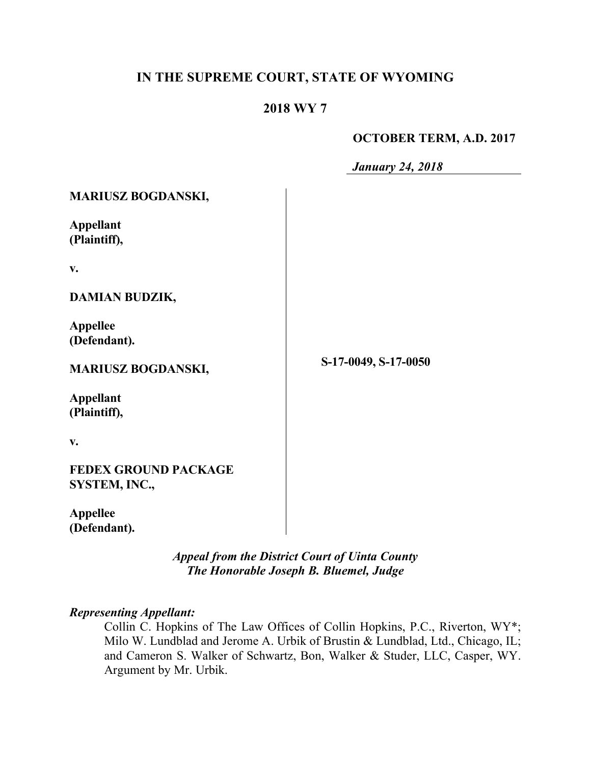# IN THE SUPREME COURT, STATE OF WYOMING

## 2018 WY 7

**OCTOBER TERM, A.D. 2017**

***January 24, 2018***

**MARIUSZ BOGDANSKI,**

**Appellant**
**(Plaintiff),**

**v.**

**DAMIAN BUDZIK,**

**Appellee**
**(Defendant).**

**MARIUSZ BOGDANSKI,**

**Appellant**
**(Plaintiff),**

**v.**

**FEDEX GROUND PACKAGE SYSTEM, INC.,**

**Appellee**
**(Defendant).**

**S-17-0049, S-17-0050**

***Appeal from the District Court of Uinta County***
***The Honorable Joseph B. Bluemel, Judge***

***Representing Appellant:***

Collin C. Hopkins of The Law Offices of Collin Hopkins, P.C., Riverton, WY*; Milo W. Lundblad and Jerome A. Urbik of Brustin & Lundblad, Ltd., Chicago, IL; and Cameron S. Walker of Schwartz, Bon, Walker & Studer, LLC, Casper, WY. Argument by Mr. Urbik.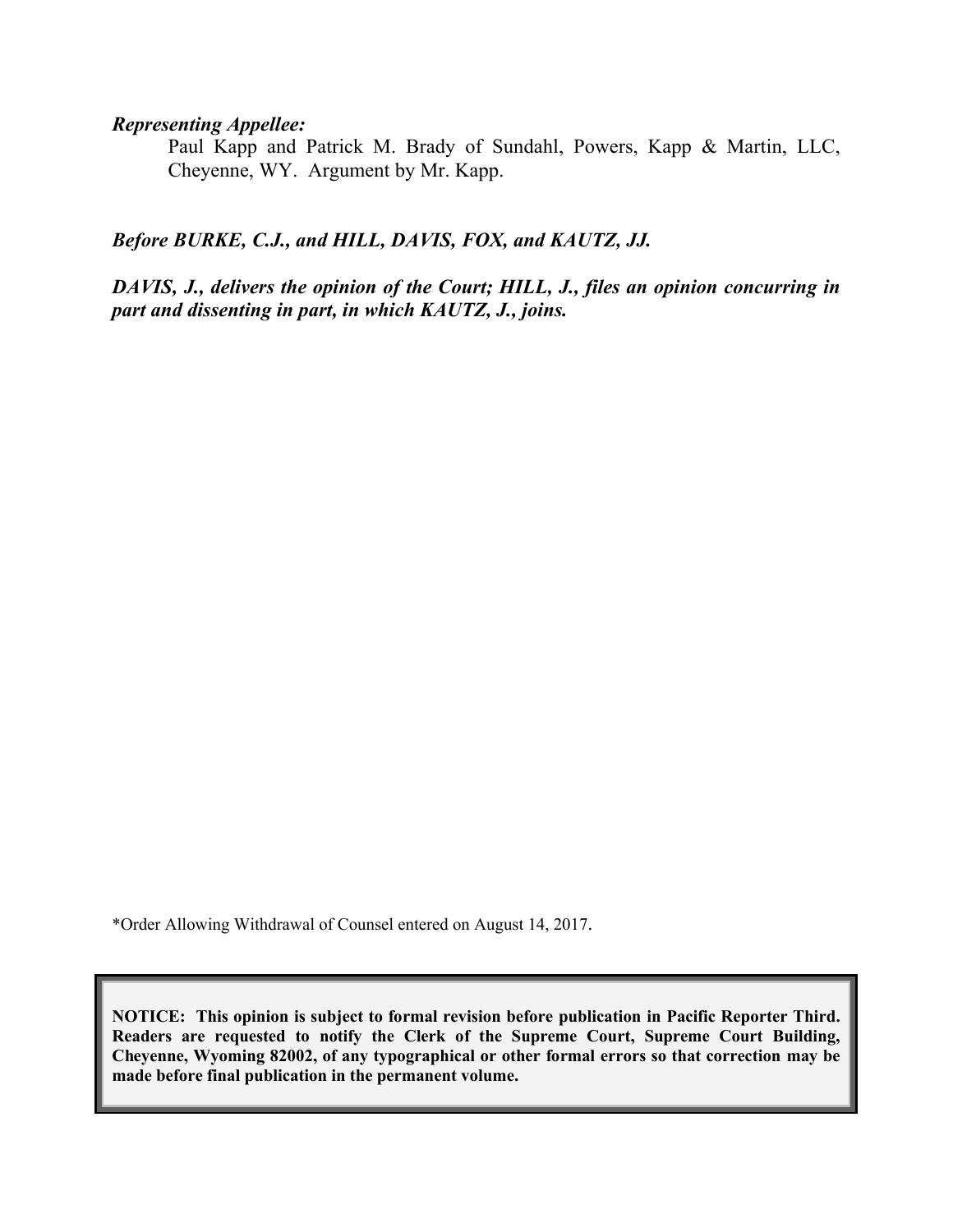***Representing Appellee:***

Paul Kapp and Patrick M. Brady of Sundahl, Powers, Kapp & Martin, LLC, Cheyenne, WY. Argument by Mr. Kapp.

***Before BURKE, C.J., and HILL, DAVIS, FOX, and KAUTZ, JJ.***

***DAVIS, J., delivers the opinion of the Court; HILL, J., files an opinion concurring in part and dissenting in part, in which KAUTZ, J., joins.***

*Order Allowing Withdrawal of Counsel entered on August 14, 2017.

**NOTICE: This opinion is subject to formal revision before publication in Pacific Reporter Third. Readers are requested to notify the Clerk of the Supreme Court, Supreme Court Building, Cheyenne, Wyoming 82002, of any typographical or other formal errors so that correction may be made before final publication in the permanent volume.**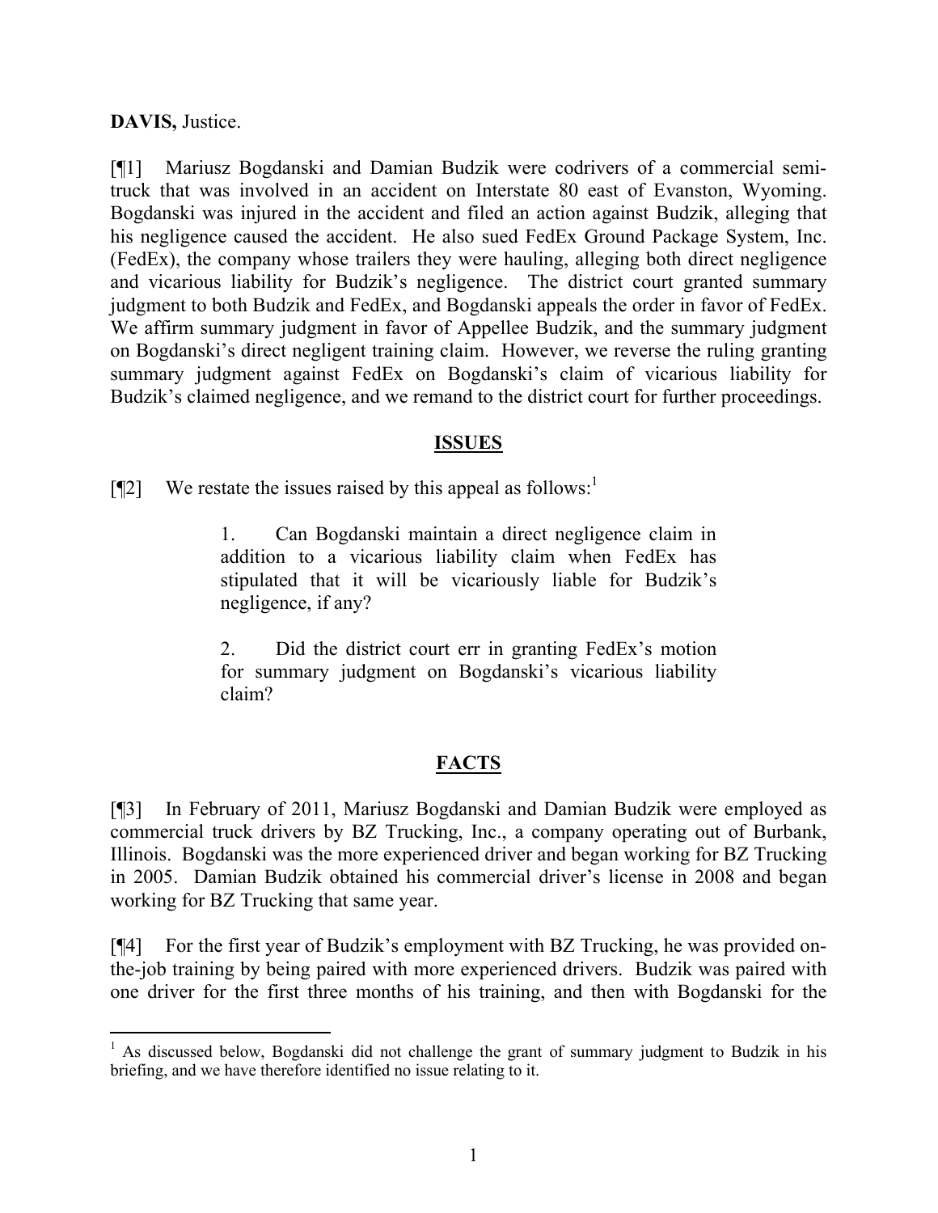**DAVIS,** Justice.

[¶1] Mariusz Bogdanski and Damian Budzik were codrivers of a commercial semi-truck that was involved in an accident on Interstate 80 east of Evanston, Wyoming. Bogdanski was injured in the accident and filed an action against Budzik, alleging that his negligence caused the accident. He also sued FedEx Ground Package System, Inc. (FedEx), the company whose trailers they were hauling, alleging both direct negligence and vicarious liability for Budzik's negligence. The district court granted summary judgment to both Budzik and FedEx, and Bogdanski appeals the order in favor of FedEx. We affirm summary judgment in favor of Appellee Budzik, and the summary judgment on Bogdanski's direct negligent training claim. However, we reverse the ruling granting summary judgment against FedEx on Bogdanski's claim of vicarious liability for Budzik's claimed negligence, and we remand to the district court for further proceedings.

## ISSUES

[¶2] We restate the issues raised by this appeal as follows:[1]

> 1. Can Bogdanski maintain a direct negligence claim in addition to a vicarious liability claim when FedEx has stipulated that it will be vicariously liable for Budzik's negligence, if any?
>
> 2. Did the district court err in granting FedEx's motion for summary judgment on Bogdanski's vicarious liability claim?

## FACTS

[¶3] In February of 2011, Mariusz Bogdanski and Damian Budzik were employed as commercial truck drivers by BZ Trucking, Inc., a company operating out of Burbank, Illinois. Bogdanski was the more experienced driver and began working for BZ Trucking in 2005. Damian Budzik obtained his commercial driver's license in 2008 and began working for BZ Trucking that same year.

[¶4] For the first year of Budzik's employment with BZ Trucking, he was provided on-the-job training by being paired with more experienced drivers. Budzik was paired with one driver for the first three months of his training, and then with Bogdanski for the

[1] As discussed below, Bogdanski did not challenge the grant of summary judgment to Budzik in his briefing, and we have therefore identified no issue relating to it.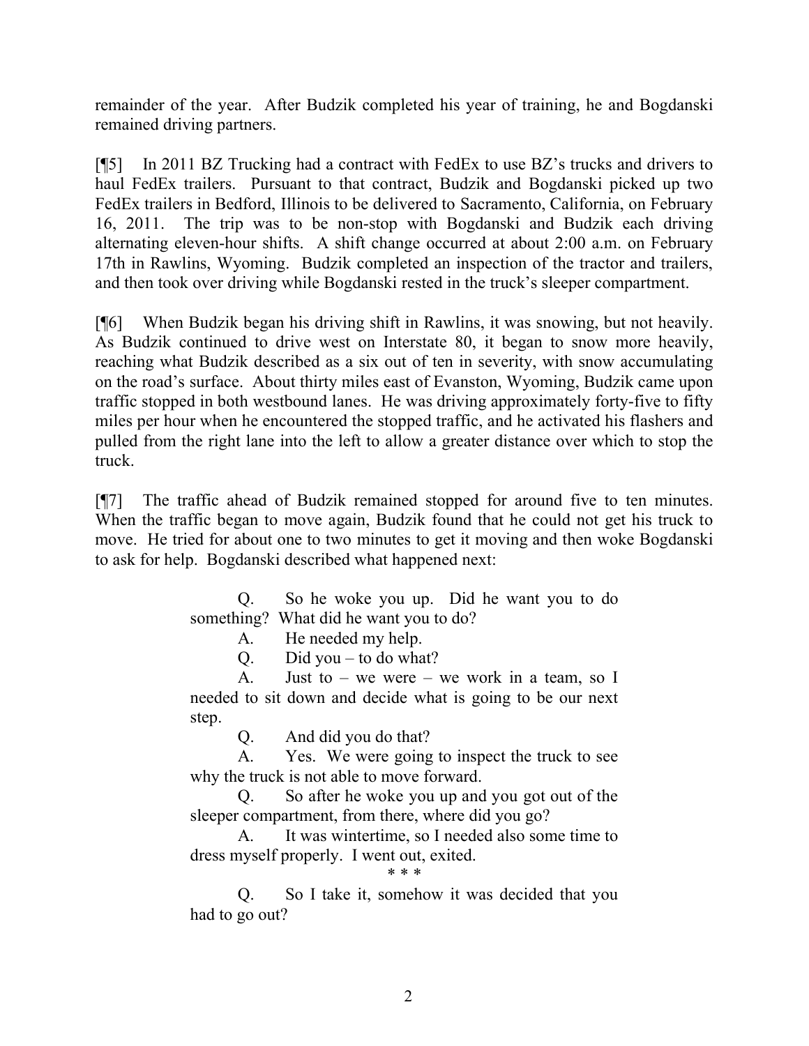remainder of the year. After Budzik completed his year of training, he and Bogdanski remained driving partners.

[¶5] In 2011 BZ Trucking had a contract with FedEx to use BZ's trucks and drivers to haul FedEx trailers. Pursuant to that contract, Budzik and Bogdanski picked up two FedEx trailers in Bedford, Illinois to be delivered to Sacramento, California, on February 16, 2011. The trip was to be non-stop with Bogdanski and Budzik each driving alternating eleven-hour shifts. A shift change occurred at about 2:00 a.m. on February 17th in Rawlins, Wyoming. Budzik completed an inspection of the tractor and trailers, and then took over driving while Bogdanski rested in the truck's sleeper compartment.

[¶6] When Budzik began his driving shift in Rawlins, it was snowing, but not heavily. As Budzik continued to drive west on Interstate 80, it began to snow more heavily, reaching what Budzik described as a six out of ten in severity, with snow accumulating on the road's surface. About thirty miles east of Evanston, Wyoming, Budzik came upon traffic stopped in both westbound lanes. He was driving approximately forty-five to fifty miles per hour when he encountered the stopped traffic, and he activated his flashers and pulled from the right lane into the left to allow a greater distance over which to stop the truck.

[¶7] The traffic ahead of Budzik remained stopped for around five to ten minutes. When the traffic began to move again, Budzik found that he could not get his truck to move. He tried for about one to two minutes to get it moving and then woke Bogdanski to ask for help. Bogdanski described what happened next:

> Q. So he woke you up. Did he want you to do something? What did he want you to do?
>
> A. He needed my help.
>
> Q. Did you – to do what?
>
> A. Just to – we were – we work in a team, so I needed to sit down and decide what is going to be our next step.
>
> Q. And did you do that?
>
> A. Yes. We were going to inspect the truck to see why the truck is not able to move forward.
>
> Q. So after he woke you up and you got out of the sleeper compartment, from there, where did you go?
>
> A. It was wintertime, so I needed also some time to dress myself properly. I went out, exited.
>
> \* \* \*
>
> Q. So I take it, somehow it was decided that you had to go out?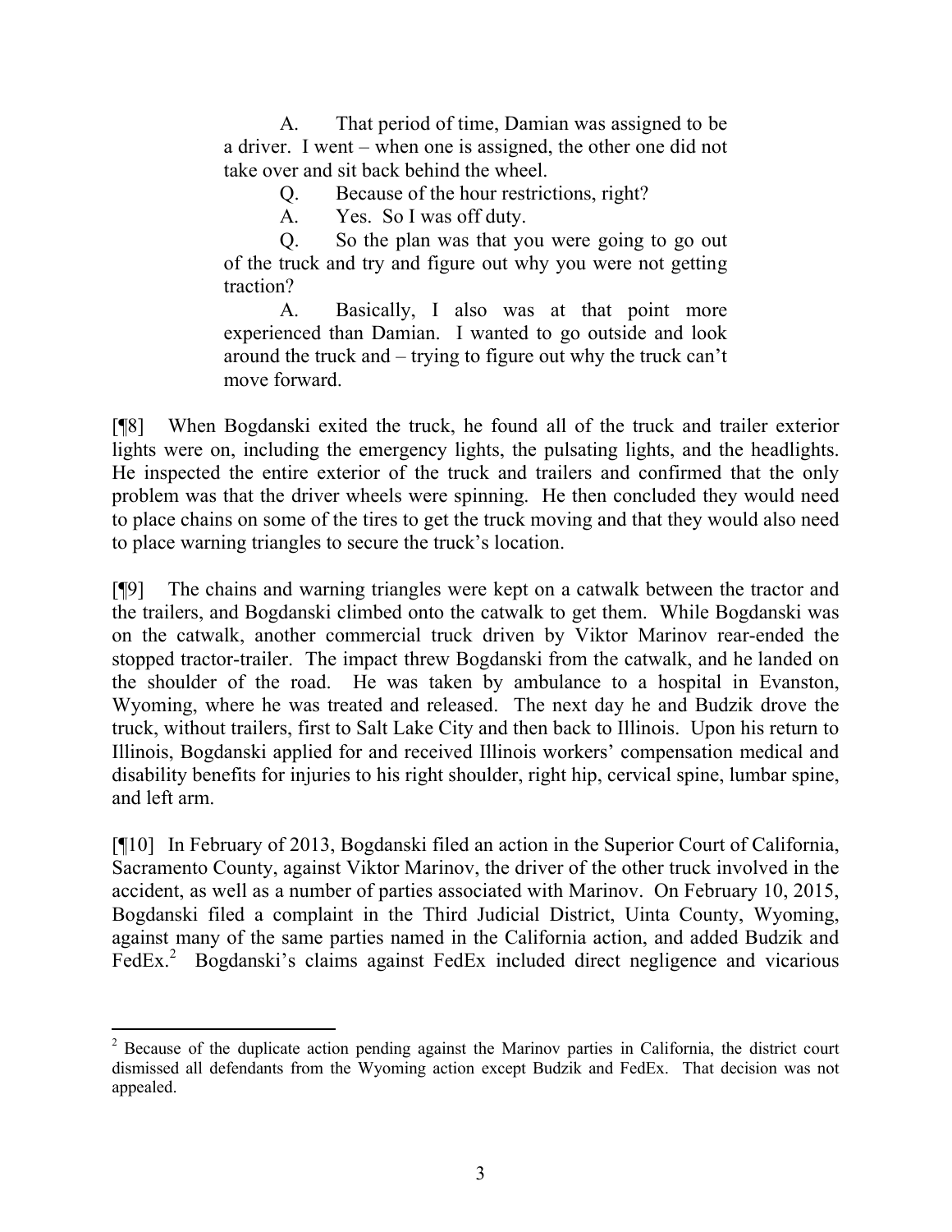> A. That period of time, Damian was assigned to be a driver. I went – when one is assigned, the other one did not take over and sit back behind the wheel.
>
> Q. Because of the hour restrictions, right?
>
> A. Yes. So I was off duty.
>
> Q. So the plan was that you were going to go out of the truck and try and figure out why you were not getting traction?
>
> A. Basically, I also was at that point more experienced than Damian. I wanted to go outside and look around the truck and – trying to figure out why the truck can't move forward.

[¶8] When Bogdanski exited the truck, he found all of the truck and trailer exterior lights were on, including the emergency lights, the pulsating lights, and the headlights. He inspected the entire exterior of the truck and trailers and confirmed that the only problem was that the driver wheels were spinning. He then concluded they would need to place chains on some of the tires to get the truck moving and that they would also need to place warning triangles to secure the truck's location.

[¶9] The chains and warning triangles were kept on a catwalk between the tractor and the trailers, and Bogdanski climbed onto the catwalk to get them. While Bogdanski was on the catwalk, another commercial truck driven by Viktor Marinov rear-ended the stopped tractor-trailer. The impact threw Bogdanski from the catwalk, and he landed on the shoulder of the road. He was taken by ambulance to a hospital in Evanston, Wyoming, where he was treated and released. The next day he and Budzik drove the truck, without trailers, first to Salt Lake City and then back to Illinois. Upon his return to Illinois, Bogdanski applied for and received Illinois workers' compensation medical and disability benefits for injuries to his right shoulder, right hip, cervical spine, lumbar spine, and left arm.

[¶10] In February of 2013, Bogdanski filed an action in the Superior Court of California, Sacramento County, against Viktor Marinov, the driver of the other truck involved in the accident, as well as a number of parties associated with Marinov. On February 10, 2015, Bogdanski filed a complaint in the Third Judicial District, Uinta County, Wyoming, against many of the same parties named in the California action, and added Budzik and FedEx.[2] Bogdanski's claims against FedEx included direct negligence and vicarious

---

[2] Because of the duplicate action pending against the Marinov parties in California, the district court dismissed all defendants from the Wyoming action except Budzik and FedEx. That decision was not appealed.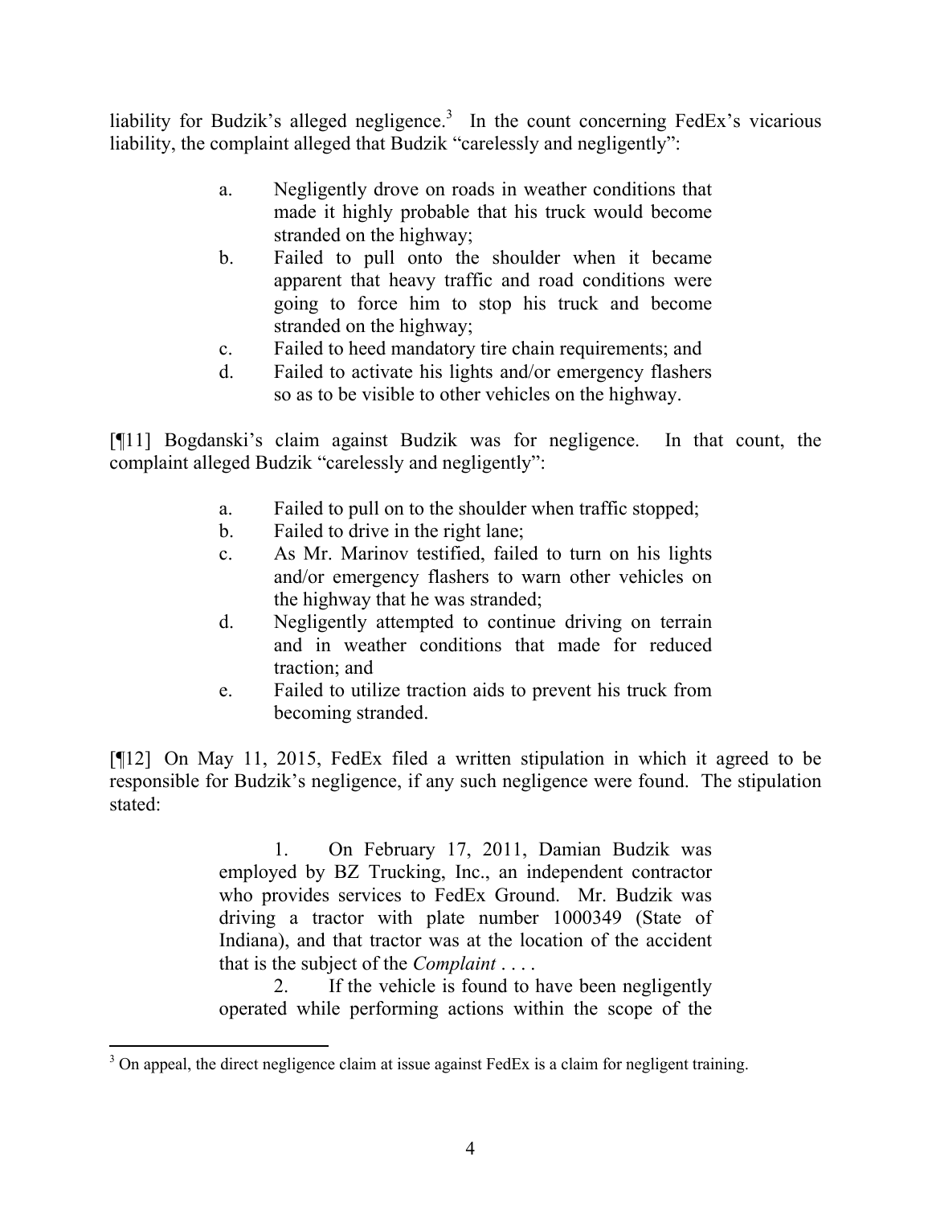liability for Budzik's alleged negligence.[3] In the count concerning FedEx's vicarious liability, the complaint alleged that Budzik "carelessly and negligently":

> a. Negligently drove on roads in weather conditions that made it highly probable that his truck would become stranded on the highway;
> b. Failed to pull onto the shoulder when it became apparent that heavy traffic and road conditions were going to force him to stop his truck and become stranded on the highway;
> c. Failed to heed mandatory tire chain requirements; and
> d. Failed to activate his lights and/or emergency flashers so as to be visible to other vehicles on the highway.

[¶11] Bogdanski's claim against Budzik was for negligence. In that count, the complaint alleged Budzik "carelessly and negligently":

> a. Failed to pull on to the shoulder when traffic stopped;
> b. Failed to drive in the right lane;
> c. As Mr. Marinov testified, failed to turn on his lights and/or emergency flashers to warn other vehicles on the highway that he was stranded;
> d. Negligently attempted to continue driving on terrain and in weather conditions that made for reduced traction; and
> e. Failed to utilize traction aids to prevent his truck from becoming stranded.

[¶12] On May 11, 2015, FedEx filed a written stipulation in which it agreed to be responsible for Budzik's negligence, if any such negligence were found. The stipulation stated:

> 1. On February 17, 2011, Damian Budzik was employed by BZ Trucking, Inc., an independent contractor who provides services to FedEx Ground. Mr. Budzik was driving a tractor with plate number 1000349 (State of Indiana), and that tractor was at the location of the accident that is the subject of the *Complaint* . . . .
>
> 2. If the vehicle is found to have been negligently operated while performing actions within the scope of the

[3] On appeal, the direct negligence claim at issue against FedEx is a claim for negligent training.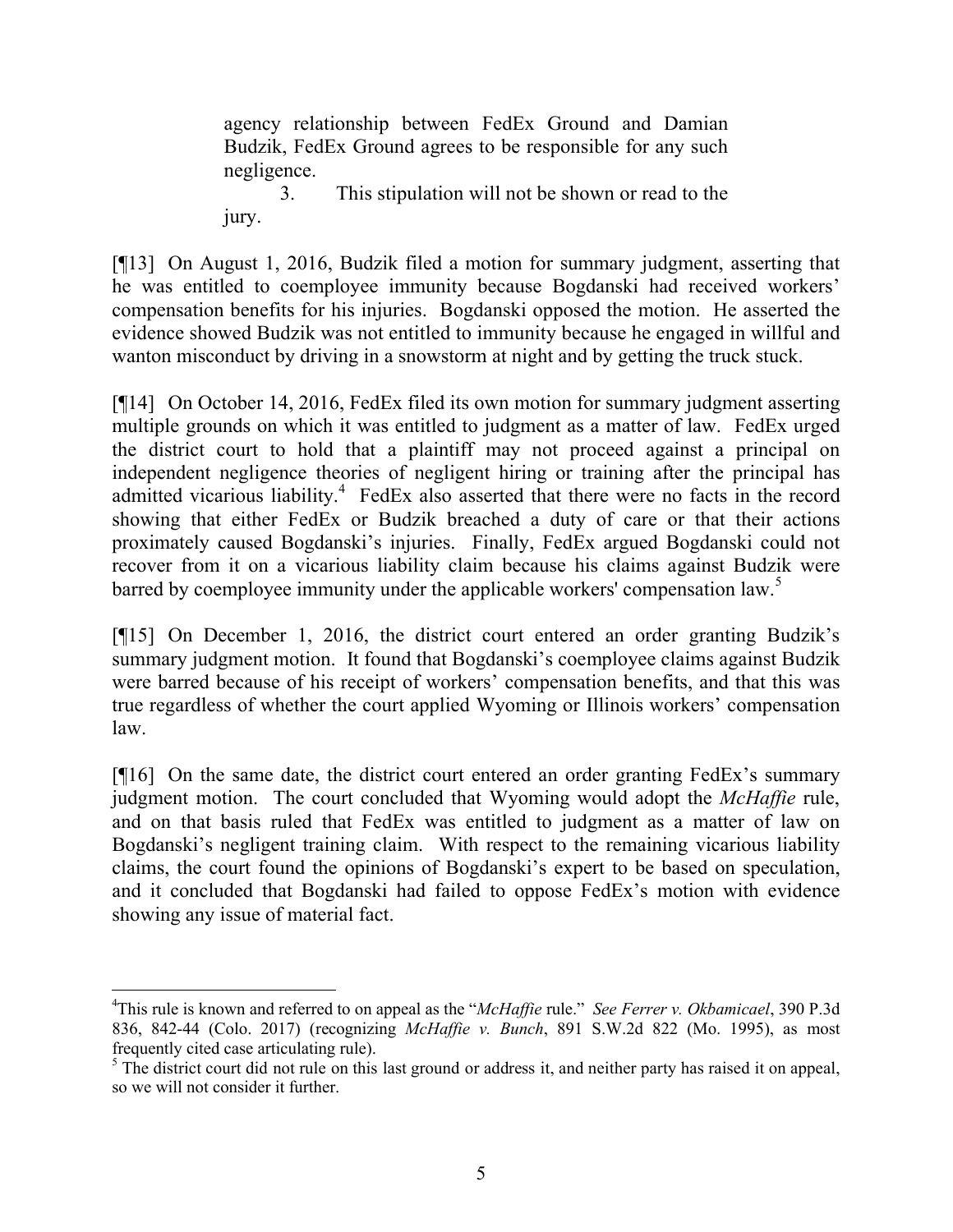> agency relationship between FedEx Ground and Damian Budzik, FedEx Ground agrees to be responsible for any such negligence.
>
> 3. This stipulation will not be shown or read to the jury.

[¶13] On August 1, 2016, Budzik filed a motion for summary judgment, asserting that he was entitled to coemployee immunity because Bogdanski had received workers' compensation benefits for his injuries. Bogdanski opposed the motion. He asserted the evidence showed Budzik was not entitled to immunity because he engaged in willful and wanton misconduct by driving in a snowstorm at night and by getting the truck stuck.

[¶14] On October 14, 2016, FedEx filed its own motion for summary judgment asserting multiple grounds on which it was entitled to judgment as a matter of law. FedEx urged the district court to hold that a plaintiff may not proceed against a principal on independent negligence theories of negligent hiring or training after the principal has admitted vicarious liability.[4] FedEx also asserted that there were no facts in the record showing that either FedEx or Budzik breached a duty of care or that their actions proximately caused Bogdanski's injuries. Finally, FedEx argued Bogdanski could not recover from it on a vicarious liability claim because his claims against Budzik were barred by coemployee immunity under the applicable workers' compensation law.[5]

[¶15] On December 1, 2016, the district court entered an order granting Budzik's summary judgment motion. It found that Bogdanski's coemployee claims against Budzik were barred because of his receipt of workers' compensation benefits, and that this was true regardless of whether the court applied Wyoming or Illinois workers' compensation law.

[¶16] On the same date, the district court entered an order granting FedEx's summary judgment motion. The court concluded that Wyoming would adopt the *McHaffie* rule, and on that basis ruled that FedEx was entitled to judgment as a matter of law on Bogdanski's negligent training claim. With respect to the remaining vicarious liability claims, the court found the opinions of Bogdanski's expert to be based on speculation, and it concluded that Bogdanski had failed to oppose FedEx's motion with evidence showing any issue of material fact.

---

[4] This rule is known and referred to on appeal as the "*McHaffie* rule." *See Ferrer v. Okbamicael*, 390 P.3d 836, 842-44 (Colo. 2017) (recognizing *McHaffie v. Bunch*, 891 S.W.2d 822 (Mo. 1995), as most frequently cited case articulating rule).

[5] The district court did not rule on this last ground or address it, and neither party has raised it on appeal, so we will not consider it further.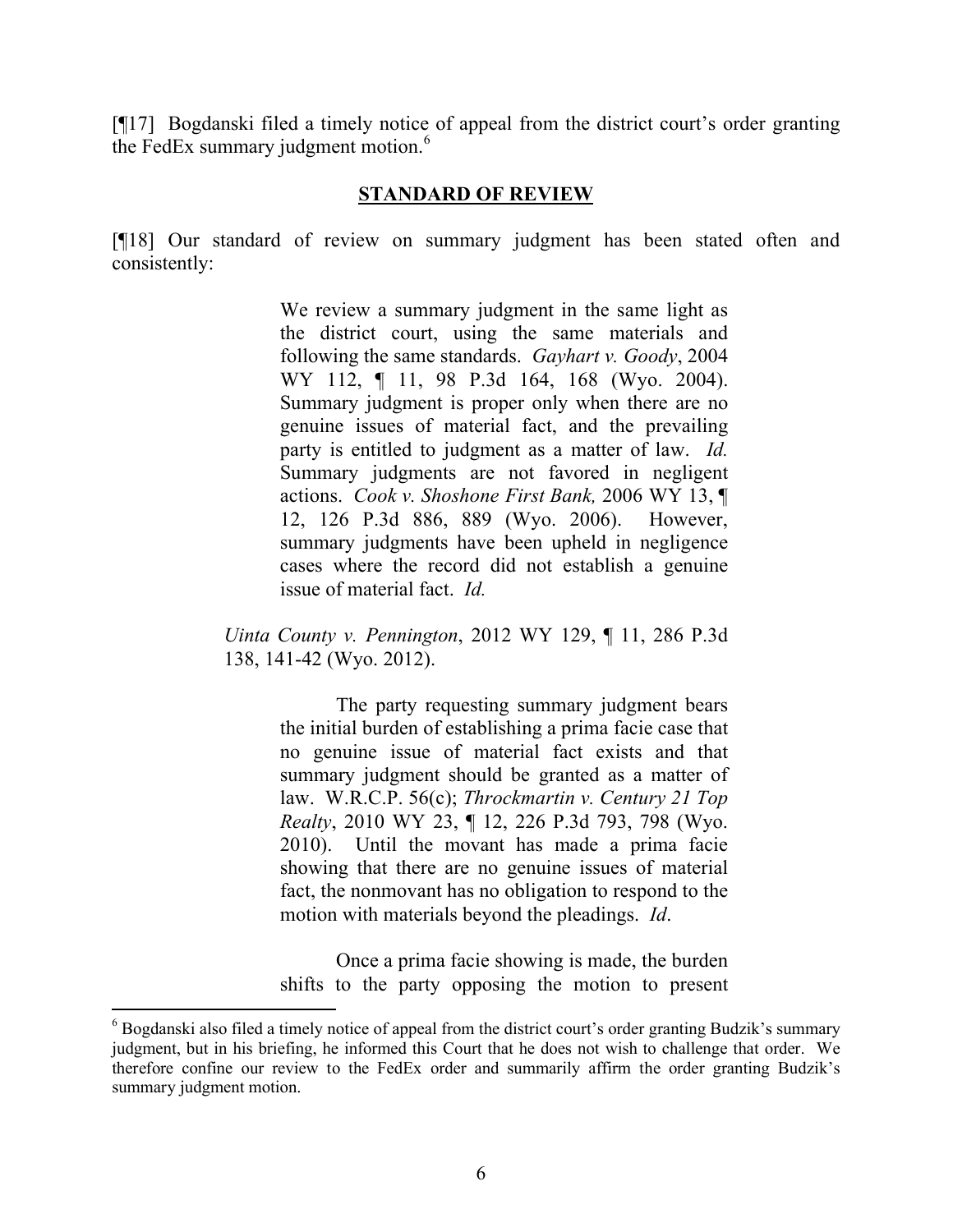[¶17] Bogdanski filed a timely notice of appeal from the district court's order granting the FedEx summary judgment motion.[6]

## STANDARD OF REVIEW

[¶18] Our standard of review on summary judgment has been stated often and consistently:

> We review a summary judgment in the same light as the district court, using the same materials and following the same standards. *Gayhart v. Goody*, 2004 WY 112, ¶ 11, 98 P.3d 164, 168 (Wyo. 2004). Summary judgment is proper only when there are no genuine issues of material fact, and the prevailing party is entitled to judgment as a matter of law. *Id.* Summary judgments are not favored in negligent actions. *Cook v. Shoshone First Bank,* 2006 WY 13, ¶ 12, 126 P.3d 886, 889 (Wyo. 2006). However, summary judgments have been upheld in negligence cases where the record did not establish a genuine issue of material fact. *Id.*
>
> *Uinta County v. Pennington*, 2012 WY 129, ¶ 11, 286 P.3d 138, 141-42 (Wyo. 2012).
>
> The party requesting summary judgment bears the initial burden of establishing a prima facie case that no genuine issue of material fact exists and that summary judgment should be granted as a matter of law. W.R.C.P. 56(c); *Throckmartin v. Century 21 Top Realty*, 2010 WY 23, ¶ 12, 226 P.3d 793, 798 (Wyo. 2010). Until the movant has made a prima facie showing that there are no genuine issues of material fact, the nonmovant has no obligation to respond to the motion with materials beyond the pleadings. *Id*.
>
> Once a prima facie showing is made, the burden shifts to the party opposing the motion to present

[6] Bogdanski also filed a timely notice of appeal from the district court's order granting Budzik's summary judgment, but in his briefing, he informed this Court that he does not wish to challenge that order. We therefore confine our review to the FedEx order and summarily affirm the order granting Budzik's summary judgment motion.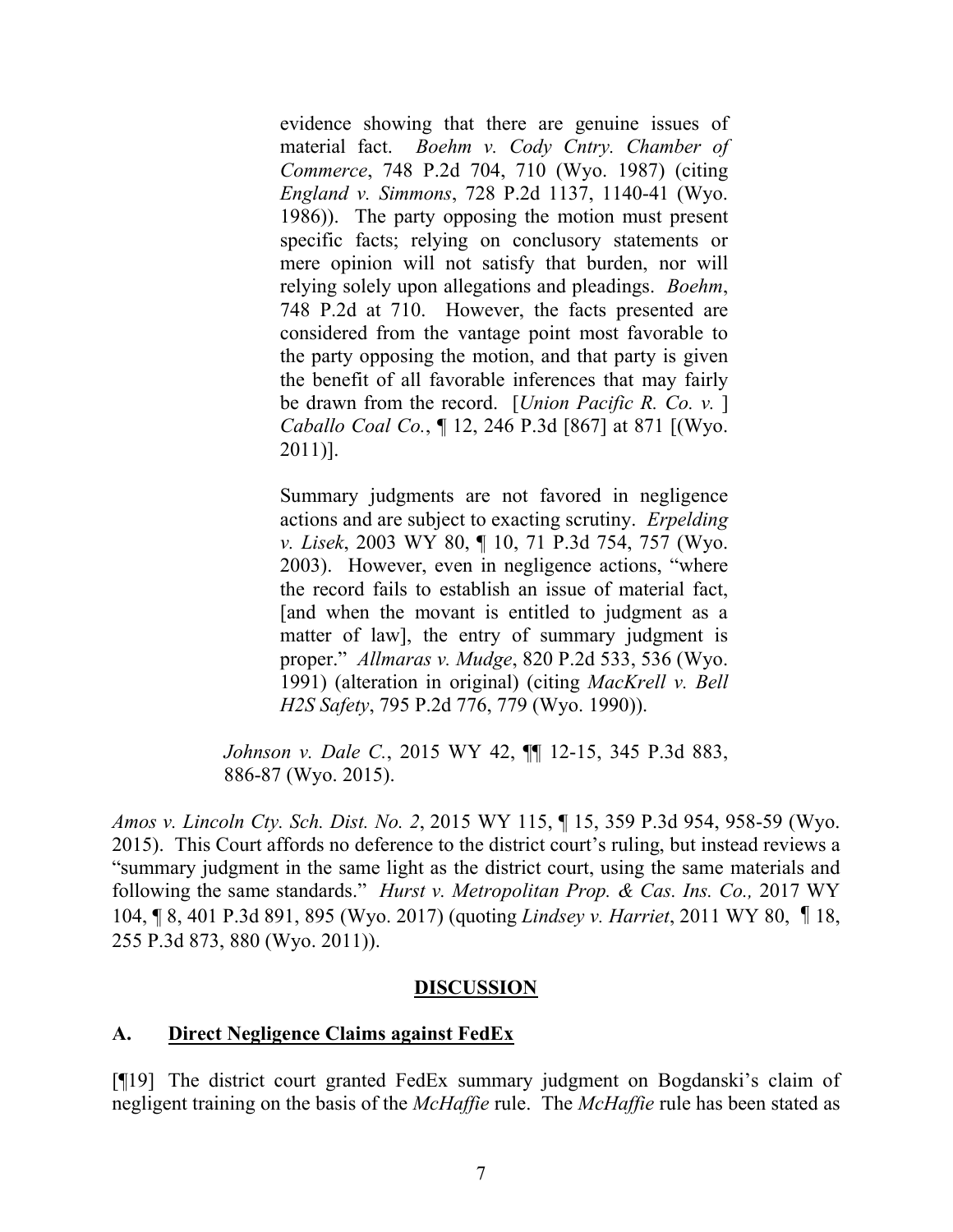> > evidence showing that there are genuine issues of material fact. *Boehm v. Cody Cntry. Chamber of Commerce*, 748 P.2d 704, 710 (Wyo. 1987) (citing *England v. Simmons*, 728 P.2d 1137, 1140-41 (Wyo. 1986)). The party opposing the motion must present specific facts; relying on conclusory statements or mere opinion will not satisfy that burden, nor will relying solely upon allegations and pleadings. *Boehm*, 748 P.2d at 710. However, the facts presented are considered from the vantage point most favorable to the party opposing the motion, and that party is given the benefit of all favorable inferences that may fairly be drawn from the record. [*Union Pacific R. Co. v.* ] *Caballo Coal Co.*, ¶ 12, 246 P.3d [867] at 871 [(Wyo. 2011)].
> >
> > Summary judgments are not favored in negligence actions and are subject to exacting scrutiny. *Erpelding v. Lisek*, 2003 WY 80, ¶ 10, 71 P.3d 754, 757 (Wyo. 2003). However, even in negligence actions, "where the record fails to establish an issue of material fact, [and when the movant is entitled to judgment as a matter of law], the entry of summary judgment is proper." *Allmaras v. Mudge*, 820 P.2d 533, 536 (Wyo. 1991) (alteration in original) (citing *MacKrell v. Bell H2S Safety*, 795 P.2d 776, 779 (Wyo. 1990)).
>
> *Johnson v. Dale C.*, 2015 WY 42, ¶¶ 12-15, 345 P.3d 883, 886-87 (Wyo. 2015).

*Amos v. Lincoln Cty. Sch. Dist. No. 2*, 2015 WY 115, ¶ 15, 359 P.3d 954, 958-59 (Wyo. 2015). This Court affords no deference to the district court's ruling, but instead reviews a "summary judgment in the same light as the district court, using the same materials and following the same standards." *Hurst v. Metropolitan Prop. & Cas. Ins. Co.,* 2017 WY 104, ¶ 8, 401 P.3d 891, 895 (Wyo. 2017) (quoting *Lindsey v. Harriet*, 2011 WY 80, ¶ 18, 255 P.3d 873, 880 (Wyo. 2011)).

## DISCUSSION

### A. Direct Negligence Claims against FedEx

[¶19] The district court granted FedEx summary judgment on Bogdanski's claim of negligent training on the basis of the *McHaffie* rule. The *McHaffie* rule has been stated as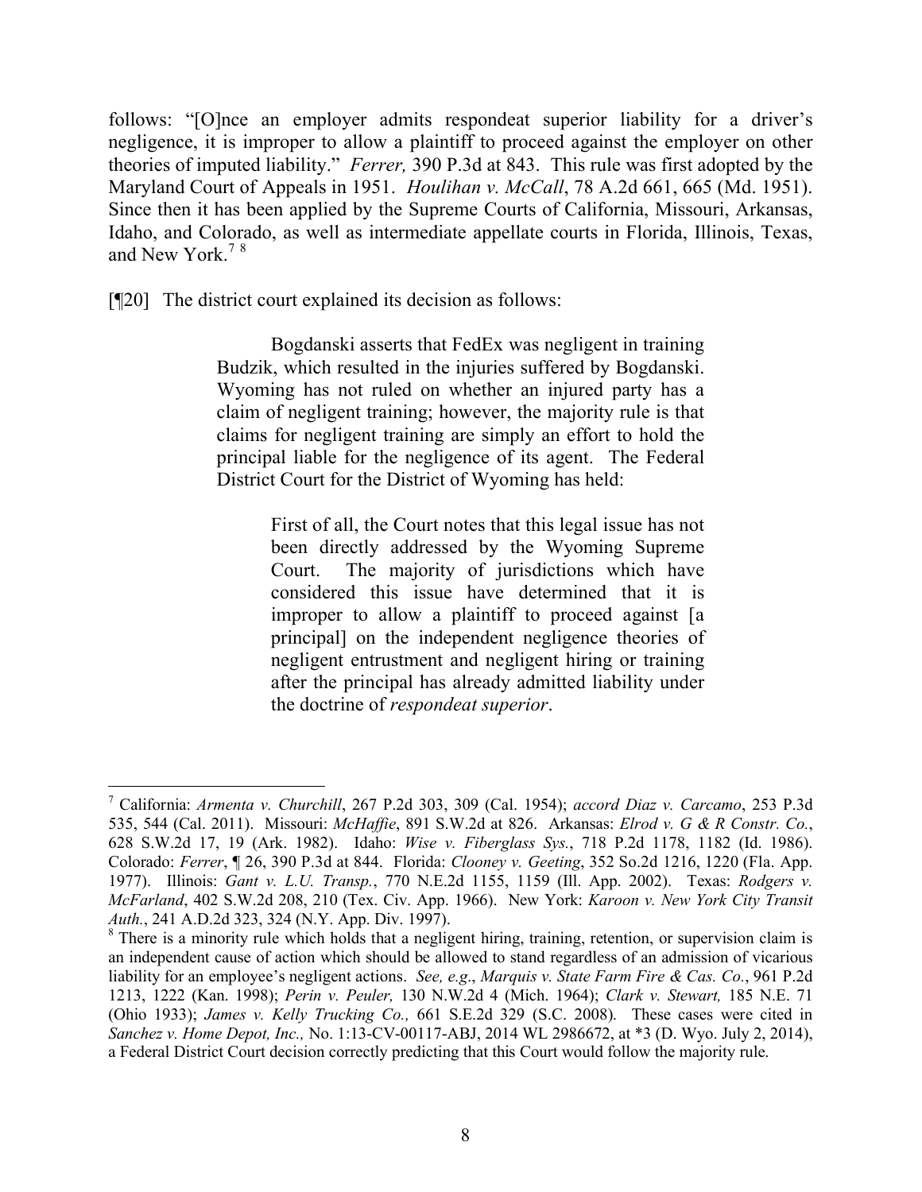follows: "[O]nce an employer admits respondeat superior liability for a driver's negligence, it is improper to allow a plaintiff to proceed against the employer on other theories of imputed liability." *Ferrer,* 390 P.3d at 843. This rule was first adopted by the Maryland Court of Appeals in 1951. *Houlihan v. McCall*, 78 A.2d 661, 665 (Md. 1951). Since then it has been applied by the Supreme Courts of California, Missouri, Arkansas, Idaho, and Colorado, as well as intermediate appellate courts in Florida, Illinois, Texas, and New York.[7] [8]

[¶20] The district court explained its decision as follows:

> Bogdanski asserts that FedEx was negligent in training Budzik, which resulted in the injuries suffered by Bogdanski. Wyoming has not ruled on whether an injured party has a claim of negligent training; however, the majority rule is that claims for negligent training are simply an effort to hold the principal liable for the negligence of its agent. The Federal District Court for the District of Wyoming has held:
>
>> First of all, the Court notes that this legal issue has not been directly addressed by the Wyoming Supreme Court. The majority of jurisdictions which have considered this issue have determined that it is improper to allow a plaintiff to proceed against [a principal] on the independent negligence theories of negligent entrustment and negligent hiring or training after the principal has already admitted liability under the doctrine of *respondeat superior*.

---

[7] California: *Armenta v. Churchill*, 267 P.2d 303, 309 (Cal. 1954); *accord Diaz v. Carcamo*, 253 P.3d 535, 544 (Cal. 2011). Missouri: *McHaffie*, 891 S.W.2d at 826. Arkansas: *Elrod v. G & R Constr. Co.*, 628 S.W.2d 17, 19 (Ark. 1982). Idaho: *Wise v. Fiberglass Sys.*, 718 P.2d 1178, 1182 (Id. 1986). Colorado: *Ferrer*, ¶ 26, 390 P.3d at 844. Florida: *Clooney v. Geeting*, 352 So.2d 1216, 1220 (Fla. App. 1977). Illinois: *Gant v. L.U. Transp.*, 770 N.E.2d 1155, 1159 (Ill. App. 2002). Texas: *Rodgers v. McFarland*, 402 S.W.2d 208, 210 (Tex. Civ. App. 1966). New York: *Karoon v. New York City Transit Auth.*, 241 A.D.2d 323, 324 (N.Y. App. Div. 1997).

[8] There is a minority rule which holds that a negligent hiring, training, retention, or supervision claim is an independent cause of action which should be allowed to stand regardless of an admission of vicarious liability for an employee's negligent actions. *See, e.g.*, *Marquis v. State Farm Fire & Cas. Co.*, 961 P.2d 1213, 1222 (Kan. 1998); *Perin v. Peuler,* 130 N.W.2d 4 (Mich. 1964); *Clark v. Stewart,* 185 N.E. 71 (Ohio 1933); *James v. Kelly Trucking Co.,* 661 S.E.2d 329 (S.C. 2008). These cases were cited in *Sanchez v. Home Depot, Inc.,* No. 1:13-CV-00117-ABJ, 2014 WL 2986672, at *3 (D. Wyo. July 2, 2014), a Federal District Court decision correctly predicting that this Court would follow the majority rule.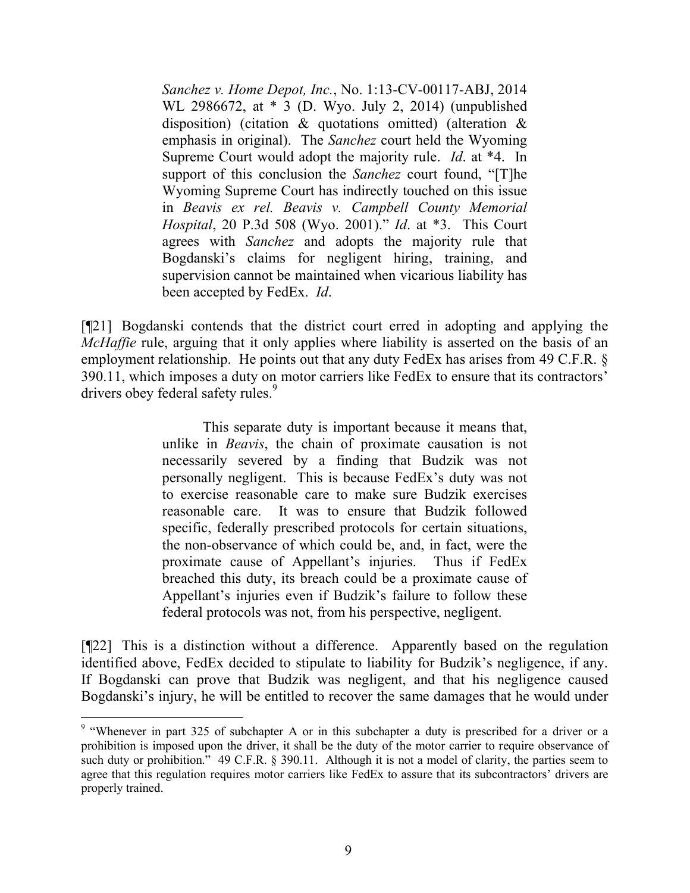> *Sanchez v. Home Depot, Inc.*, No. 1:13-CV-00117-ABJ, 2014 WL 2986672, at * 3 (D. Wyo. July 2, 2014) (unpublished disposition) (citation & quotations omitted) (alteration & emphasis in original). The *Sanchez* court held the Wyoming Supreme Court would adopt the majority rule. *Id*. at \*4. In support of this conclusion the *Sanchez* court found, "[T]he Wyoming Supreme Court has indirectly touched on this issue in *Beavis ex rel. Beavis v. Campbell County Memorial Hospital*, 20 P.3d 508 (Wyo. 2001)." *Id*. at \*3. This Court agrees with *Sanchez* and adopts the majority rule that Bogdanski's claims for negligent hiring, training, and supervision cannot be maintained when vicarious liability has been accepted by FedEx. *Id*.

[¶21] Bogdanski contends that the district court erred in adopting and applying the *McHaffie* rule, arguing that it only applies where liability is asserted on the basis of an employment relationship. He points out that any duty FedEx has arises from 49 C.F.R. § 390.11, which imposes a duty on motor carriers like FedEx to ensure that its contractors' drivers obey federal safety rules.[9]

> This separate duty is important because it means that, unlike in *Beavis*, the chain of proximate causation is not necessarily severed by a finding that Budzik was not personally negligent. This is because FedEx's duty was not to exercise reasonable care to make sure Budzik exercises reasonable care. It was to ensure that Budzik followed specific, federally prescribed protocols for certain situations, the non-observance of which could be, and, in fact, were the proximate cause of Appellant's injuries. Thus if FedEx breached this duty, its breach could be a proximate cause of Appellant's injuries even if Budzik's failure to follow these federal protocols was not, from his perspective, negligent.

[¶22] This is a distinction without a difference. Apparently based on the regulation identified above, FedEx decided to stipulate to liability for Budzik's negligence, if any. If Bogdanski can prove that Budzik was negligent, and that his negligence caused Bogdanski's injury, he will be entitled to recover the same damages that he would under

---

[9] "Whenever in part 325 of subchapter A or in this subchapter a duty is prescribed for a driver or a prohibition is imposed upon the driver, it shall be the duty of the motor carrier to require observance of such duty or prohibition." 49 C.F.R. § 390.11. Although it is not a model of clarity, the parties seem to agree that this regulation requires motor carriers like FedEx to assure that its subcontractors' drivers are properly trained.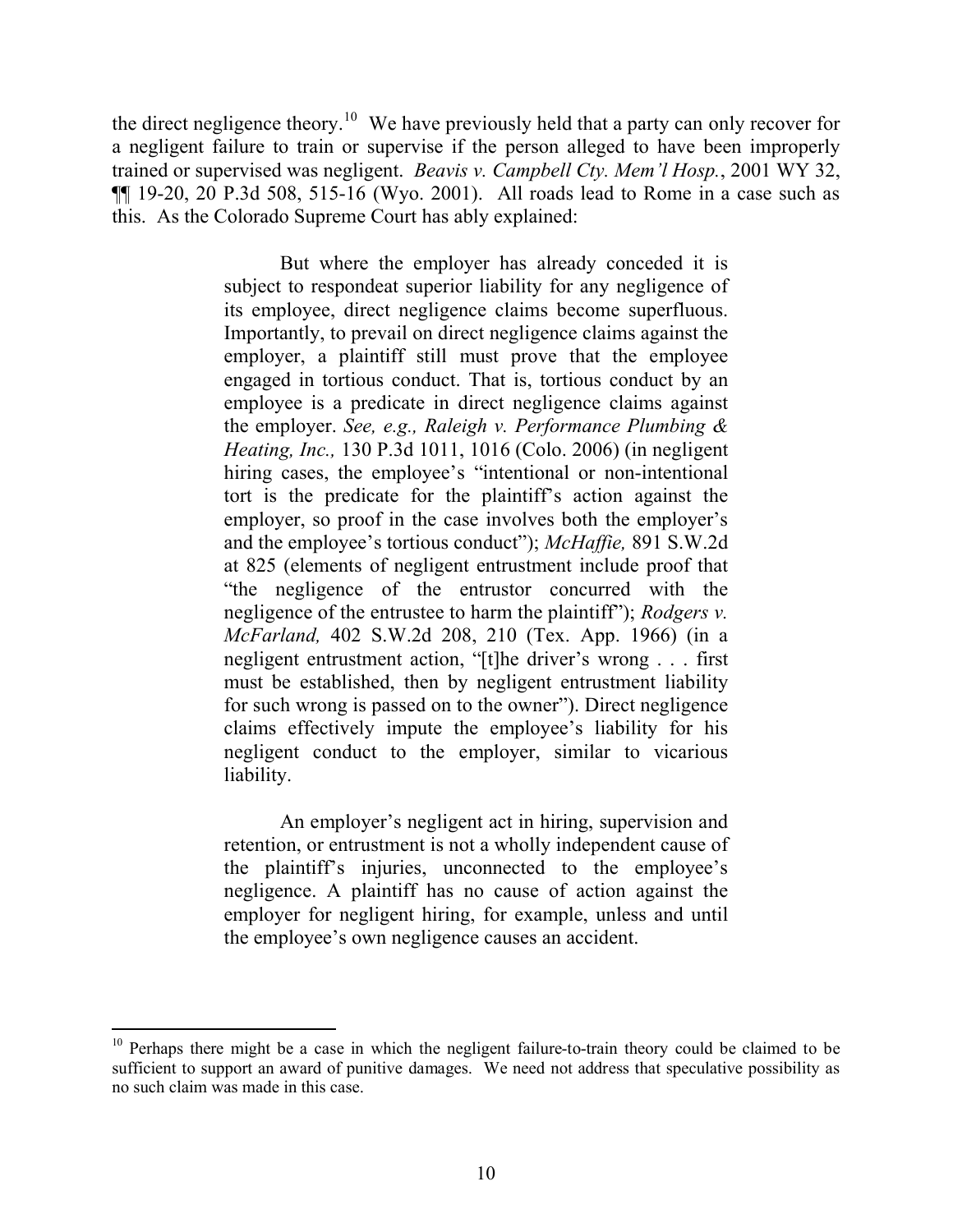the direct negligence theory.[10] We have previously held that a party can only recover for a negligent failure to train or supervise if the person alleged to have been improperly trained or supervised was negligent. *Beavis v. Campbell Cty. Mem'l Hosp.*, 2001 WY 32, ¶¶ 19-20, 20 P.3d 508, 515-16 (Wyo. 2001). All roads lead to Rome in a case such as this. As the Colorado Supreme Court has ably explained:

> But where the employer has already conceded it is subject to respondeat superior liability for any negligence of its employee, direct negligence claims become superfluous. Importantly, to prevail on direct negligence claims against the employer, a plaintiff still must prove that the employee engaged in tortious conduct. That is, tortious conduct by an employee is a predicate in direct negligence claims against the employer. *See, e.g., Raleigh v. Performance Plumbing & Heating, Inc.,* 130 P.3d 1011, 1016 (Colo. 2006) (in negligent hiring cases, the employee's "intentional or non-intentional tort is the predicate for the plaintiff's action against the employer, so proof in the case involves both the employer's and the employee's tortious conduct"); *McHaffie,* 891 S.W.2d at 825 (elements of negligent entrustment include proof that "the negligence of the entrustor concurred with the negligence of the entrustee to harm the plaintiff"); *Rodgers v. McFarland,* 402 S.W.2d 208, 210 (Tex. App. 1966) (in a negligent entrustment action, "[t]he driver's wrong . . . first must be established, then by negligent entrustment liability for such wrong is passed on to the owner"). Direct negligence claims effectively impute the employee's liability for his negligent conduct to the employer, similar to vicarious liability.
>
> An employer's negligent act in hiring, supervision and retention, or entrustment is not a wholly independent cause of the plaintiff's injuries, unconnected to the employee's negligence. A plaintiff has no cause of action against the employer for negligent hiring, for example, unless and until the employee's own negligence causes an accident.

---

[10] Perhaps there might be a case in which the negligent failure-to-train theory could be claimed to be sufficient to support an award of punitive damages. We need not address that speculative possibility as no such claim was made in this case.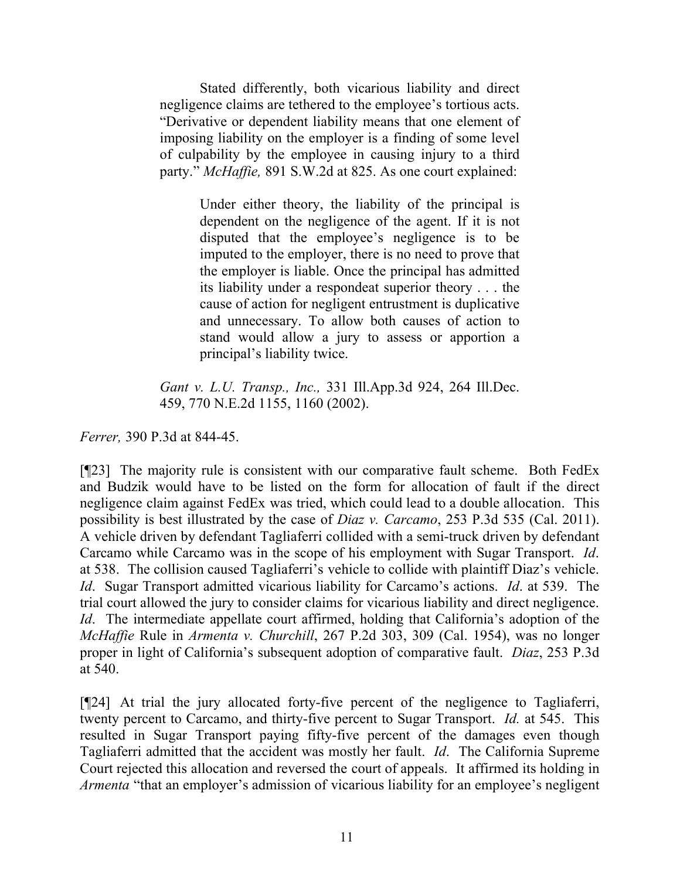> Stated differently, both vicarious liability and direct negligence claims are tethered to the employee's tortious acts. "Derivative or dependent liability means that one element of imposing liability on the employer is a finding of some level of culpability by the employee in causing injury to a third party." *McHaffie,* 891 S.W.2d at 825. As one court explained:
>
> > Under either theory, the liability of the principal is dependent on the negligence of the agent. If it is not disputed that the employee's negligence is to be imputed to the employer, there is no need to prove that the employer is liable. Once the principal has admitted its liability under a respondeat superior theory . . . the cause of action for negligent entrustment is duplicative and unnecessary. To allow both causes of action to stand would allow a jury to assess or apportion a principal's liability twice.
>
> *Gant v. L.U. Transp., Inc.,* 331 Ill.App.3d 924, 264 Ill.Dec. 459, 770 N.E.2d 1155, 1160 (2002).

*Ferrer,* 390 P.3d at 844-45.

[¶23] The majority rule is consistent with our comparative fault scheme. Both FedEx and Budzik would have to be listed on the form for allocation of fault if the direct negligence claim against FedEx was tried, which could lead to a double allocation. This possibility is best illustrated by the case of *Diaz v. Carcamo*, 253 P.3d 535 (Cal. 2011). A vehicle driven by defendant Tagliaferri collided with a semi-truck driven by defendant Carcamo while Carcamo was in the scope of his employment with Sugar Transport. *Id*. at 538. The collision caused Tagliaferri's vehicle to collide with plaintiff Diaz's vehicle. *Id*. Sugar Transport admitted vicarious liability for Carcamo's actions. *Id*. at 539. The trial court allowed the jury to consider claims for vicarious liability and direct negligence. *Id*. The intermediate appellate court affirmed, holding that California's adoption of the *McHaffie* Rule in *Armenta v. Churchill*, 267 P.2d 303, 309 (Cal. 1954), was no longer proper in light of California's subsequent adoption of comparative fault. *Diaz*, 253 P.3d at 540.

[¶24] At trial the jury allocated forty-five percent of the negligence to Tagliaferri, twenty percent to Carcamo, and thirty-five percent to Sugar Transport. *Id.* at 545. This resulted in Sugar Transport paying fifty-five percent of the damages even though Tagliaferri admitted that the accident was mostly her fault. *Id*. The California Supreme Court rejected this allocation and reversed the court of appeals. It affirmed its holding in *Armenta* "that an employer's admission of vicarious liability for an employee's negligent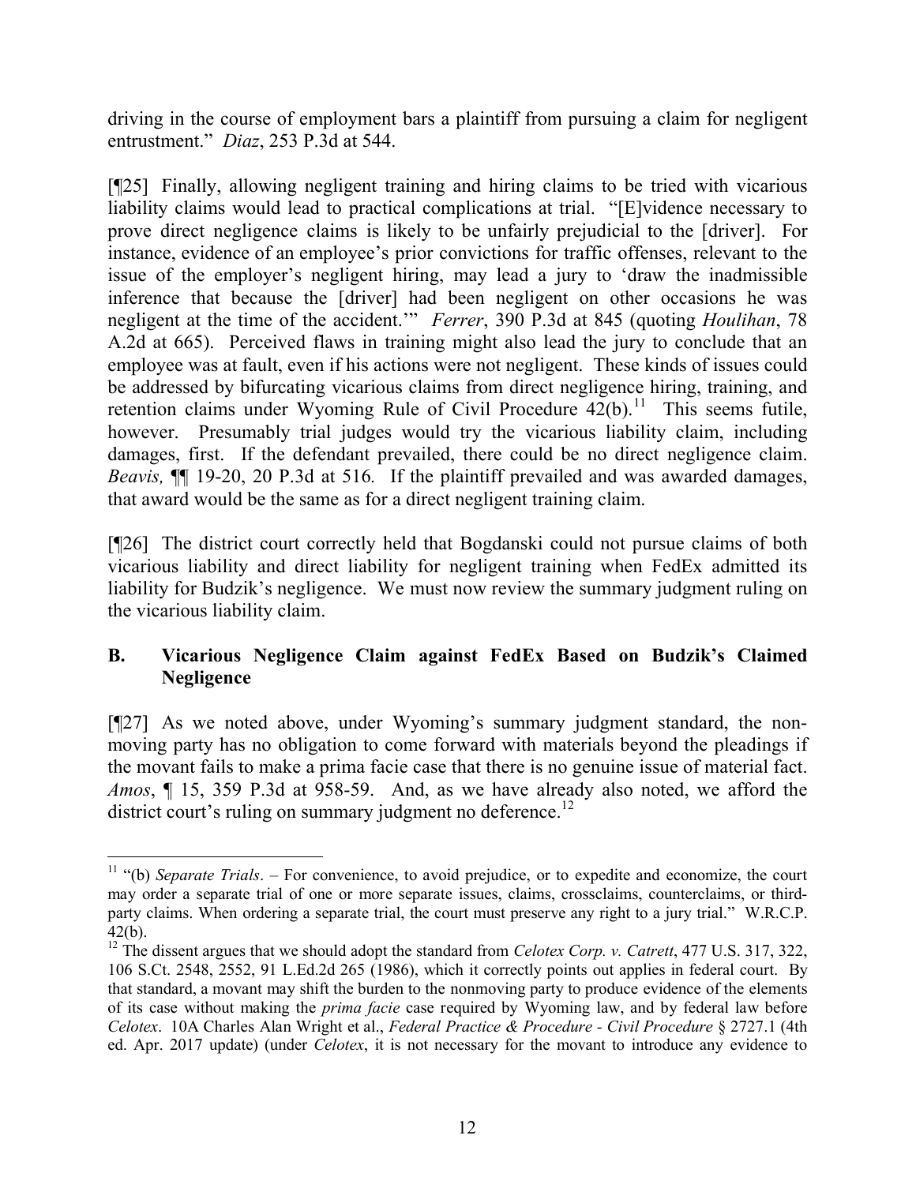driving in the course of employment bars a plaintiff from pursuing a claim for negligent entrustment." *Diaz*, 253 P.3d at 544.

[¶25] Finally, allowing negligent training and hiring claims to be tried with vicarious liability claims would lead to practical complications at trial. "[E]vidence necessary to prove direct negligence claims is likely to be unfairly prejudicial to the [driver]. For instance, evidence of an employee's prior convictions for traffic offenses, relevant to the issue of the employer's negligent hiring, may lead a jury to 'draw the inadmissible inference that because the [driver] had been negligent on other occasions he was negligent at the time of the accident.'" *Ferrer*, 390 P.3d at 845 (quoting *Houlihan*, 78 A.2d at 665). Perceived flaws in training might also lead the jury to conclude that an employee was at fault, even if his actions were not negligent. These kinds of issues could be addressed by bifurcating vicarious claims from direct negligence hiring, training, and retention claims under Wyoming Rule of Civil Procedure 42(b).[11] This seems futile, however. Presumably trial judges would try the vicarious liability claim, including damages, first. If the defendant prevailed, there could be no direct negligence claim. *Beavis,* ¶¶ 19-20, 20 P.3d at 516*.* If the plaintiff prevailed and was awarded damages, that award would be the same as for a direct negligent training claim.

[¶26] The district court correctly held that Bogdanski could not pursue claims of both vicarious liability and direct liability for negligent training when FedEx admitted its liability for Budzik's negligence. We must now review the summary judgment ruling on the vicarious liability claim.

## B. Vicarious Negligence Claim against FedEx Based on Budzik's Claimed Negligence

[¶27] As we noted above, under Wyoming's summary judgment standard, the non-moving party has no obligation to come forward with materials beyond the pleadings if the movant fails to make a prima facie case that there is no genuine issue of material fact. *Amos*, ¶ 15, 359 P.3d at 958-59. And, as we have already also noted, we afford the district court's ruling on summary judgment no deference.[12]

---

[11] "(b) *Separate Trials*. – For convenience, to avoid prejudice, or to expedite and economize, the court may order a separate trial of one or more separate issues, claims, crossclaims, counterclaims, or third-party claims. When ordering a separate trial, the court must preserve any right to a jury trial." W.R.C.P. 42(b).

[12] The dissent argues that we should adopt the standard from *Celotex Corp. v. Catrett*, 477 U.S. 317, 322, 106 S.Ct. 2548, 2552, 91 L.Ed.2d 265 (1986), which it correctly points out applies in federal court. By that standard, a movant may shift the burden to the nonmoving party to produce evidence of the elements of its case without making the *prima facie* case required by Wyoming law, and by federal law before *Celotex*. 10A Charles Alan Wright et al., *Federal Practice & Procedure - Civil Procedure* § 2727.1 (4th ed. Apr. 2017 update) (under *Celotex*, it is not necessary for the movant to introduce any evidence to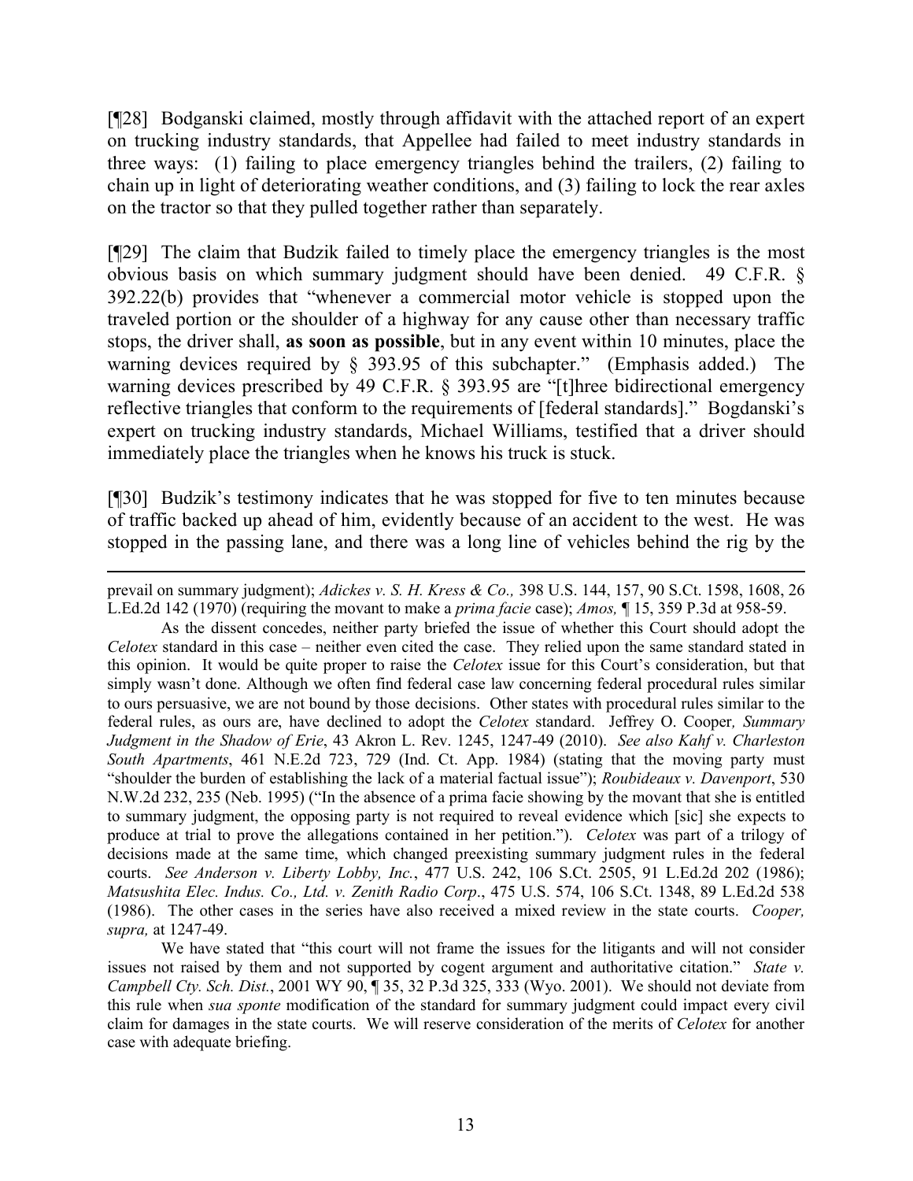[¶28] Bodganski claimed, mostly through affidavit with the attached report of an expert on trucking industry standards, that Appellee had failed to meet industry standards in three ways: (1) failing to place emergency triangles behind the trailers, (2) failing to chain up in light of deteriorating weather conditions, and (3) failing to lock the rear axles on the tractor so that they pulled together rather than separately.

[¶29] The claim that Budzik failed to timely place the emergency triangles is the most obvious basis on which summary judgment should have been denied. 49 C.F.R. § 392.22(b) provides that "whenever a commercial motor vehicle is stopped upon the traveled portion or the shoulder of a highway for any cause other than necessary traffic stops, the driver shall, **as soon as possible**, but in any event within 10 minutes, place the warning devices required by § 393.95 of this subchapter." (Emphasis added.) The warning devices prescribed by 49 C.F.R. § 393.95 are "[t]hree bidirectional emergency reflective triangles that conform to the requirements of [federal standards]." Bogdanski's expert on trucking industry standards, Michael Williams, testified that a driver should immediately place the triangles when he knows his truck is stuck.

[¶30] Budzik's testimony indicates that he was stopped for five to ten minutes because of traffic backed up ahead of him, evidently because of an accident to the west. He was stopped in the passing lane, and there was a long line of vehicles behind the rig by the

---

prevail on summary judgment); *Adickes v. S. H. Kress & Co.,* 398 U.S. 144, 157, 90 S.Ct. 1598, 1608, 26 L.Ed.2d 142 (1970) (requiring the movant to make a *prima facie* case); *Amos,* ¶ 15, 359 P.3d at 958-59.

As the dissent concedes, neither party briefed the issue of whether this Court should adopt the *Celotex* standard in this case – neither even cited the case. They relied upon the same standard stated in this opinion. It would be quite proper to raise the *Celotex* issue for this Court's consideration, but that simply wasn't done. Although we often find federal case law concerning federal procedural rules similar to ours persuasive, we are not bound by those decisions. Other states with procedural rules similar to the federal rules, as ours are, have declined to adopt the *Celotex* standard. Jeffrey O. Cooper*, Summary Judgment in the Shadow of Erie*, 43 Akron L. Rev. 1245, 1247-49 (2010). *See also Kahf v. Charleston South Apartments*, 461 N.E.2d 723, 729 (Ind. Ct. App. 1984) (stating that the moving party must "shoulder the burden of establishing the lack of a material factual issue"); *Roubideaux v. Davenport*, 530 N.W.2d 232, 235 (Neb. 1995) ("In the absence of a prima facie showing by the movant that she is entitled to summary judgment, the opposing party is not required to reveal evidence which [sic] she expects to produce at trial to prove the allegations contained in her petition."). *Celotex* was part of a trilogy of decisions made at the same time, which changed preexisting summary judgment rules in the federal courts. *See Anderson v. Liberty Lobby, Inc.*, 477 U.S. 242, 106 S.Ct. 2505, 91 L.Ed.2d 202 (1986); *Matsushita Elec. Indus. Co., Ltd. v. Zenith Radio Corp*., 475 U.S. 574, 106 S.Ct. 1348, 89 L.Ed.2d 538 (1986). The other cases in the series have also received a mixed review in the state courts. *Cooper, supra,* at 1247-49.

We have stated that "this court will not frame the issues for the litigants and will not consider issues not raised by them and not supported by cogent argument and authoritative citation." *State v. Campbell Cty. Sch. Dist.*, 2001 WY 90, ¶ 35, 32 P.3d 325, 333 (Wyo. 2001). We should not deviate from this rule when *sua sponte* modification of the standard for summary judgment could impact every civil claim for damages in the state courts. We will reserve consideration of the merits of *Celotex* for another case with adequate briefing.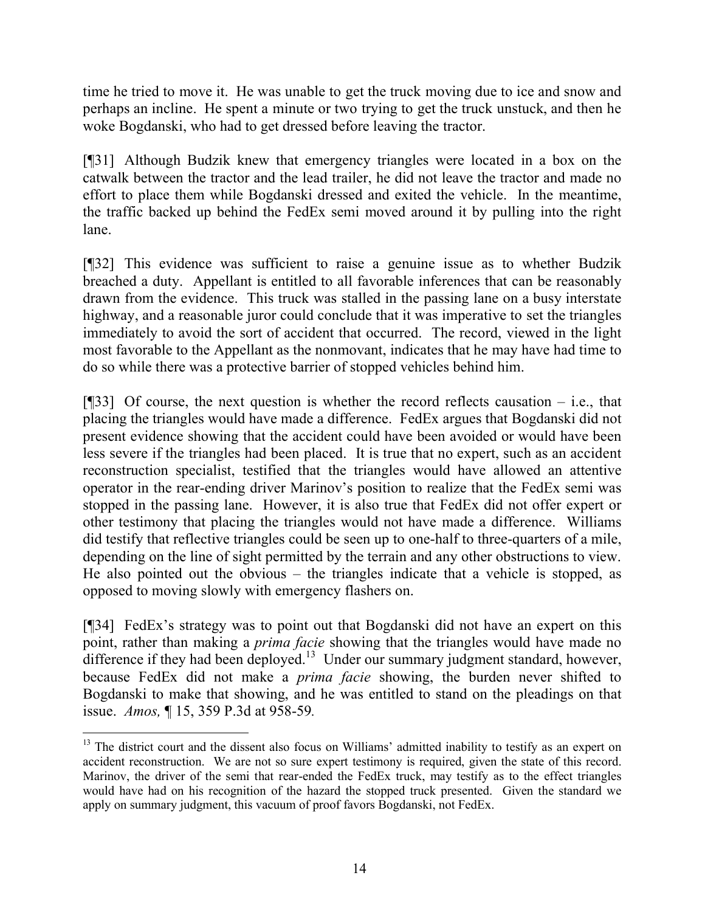time he tried to move it. He was unable to get the truck moving due to ice and snow and perhaps an incline. He spent a minute or two trying to get the truck unstuck, and then he woke Bogdanski, who had to get dressed before leaving the tractor.

[¶31] Although Budzik knew that emergency triangles were located in a box on the catwalk between the tractor and the lead trailer, he did not leave the tractor and made no effort to place them while Bogdanski dressed and exited the vehicle. In the meantime, the traffic backed up behind the FedEx semi moved around it by pulling into the right lane.

[¶32] This evidence was sufficient to raise a genuine issue as to whether Budzik breached a duty. Appellant is entitled to all favorable inferences that can be reasonably drawn from the evidence. This truck was stalled in the passing lane on a busy interstate highway, and a reasonable juror could conclude that it was imperative to set the triangles immediately to avoid the sort of accident that occurred. The record, viewed in the light most favorable to the Appellant as the nonmovant, indicates that he may have had time to do so while there was a protective barrier of stopped vehicles behind him.

[¶33] Of course, the next question is whether the record reflects causation – i.e., that placing the triangles would have made a difference. FedEx argues that Bogdanski did not present evidence showing that the accident could have been avoided or would have been less severe if the triangles had been placed. It is true that no expert, such as an accident reconstruction specialist, testified that the triangles would have allowed an attentive operator in the rear-ending driver Marinov's position to realize that the FedEx semi was stopped in the passing lane. However, it is also true that FedEx did not offer expert or other testimony that placing the triangles would not have made a difference. Williams did testify that reflective triangles could be seen up to one-half to three-quarters of a mile, depending on the line of sight permitted by the terrain and any other obstructions to view. He also pointed out the obvious – the triangles indicate that a vehicle is stopped, as opposed to moving slowly with emergency flashers on.

[¶34] FedEx's strategy was to point out that Bogdanski did not have an expert on this point, rather than making a *prima facie* showing that the triangles would have made no difference if they had been deployed.[13] Under our summary judgment standard, however, because FedEx did not make a *prima facie* showing, the burden never shifted to Bogdanski to make that showing, and he was entitled to stand on the pleadings on that issue. *Amos,* ¶ 15, 359 P.3d at 958-59.

---

[13] The district court and the dissent also focus on Williams' admitted inability to testify as an expert on accident reconstruction. We are not so sure expert testimony is required, given the state of this record. Marinov, the driver of the semi that rear-ended the FedEx truck, may testify as to the effect triangles would have had on his recognition of the hazard the stopped truck presented. Given the standard we apply on summary judgment, this vacuum of proof favors Bogdanski, not FedEx.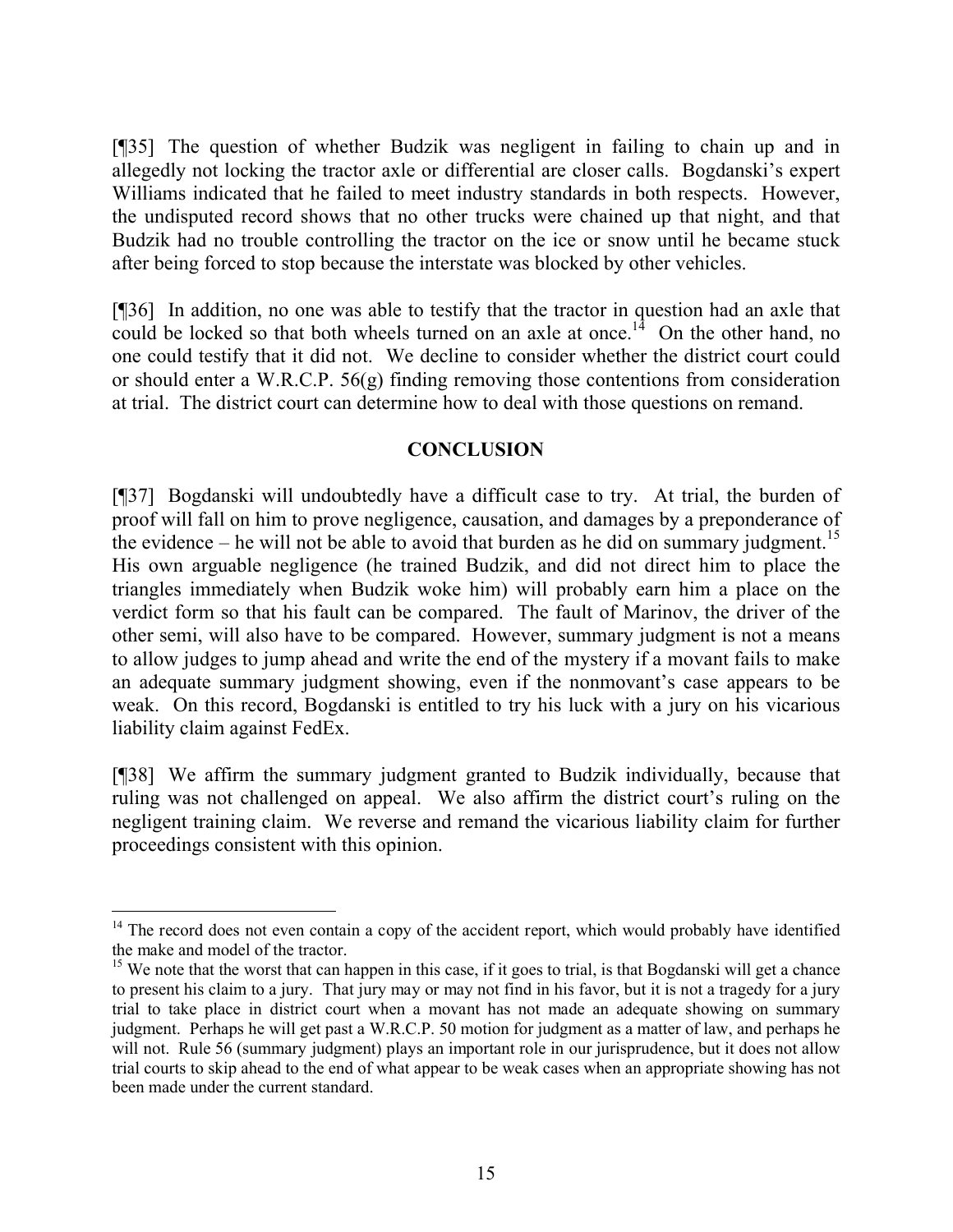[¶35] The question of whether Budzik was negligent in failing to chain up and in allegedly not locking the tractor axle or differential are closer calls. Bogdanski's expert Williams indicated that he failed to meet industry standards in both respects. However, the undisputed record shows that no other trucks were chained up that night, and that Budzik had no trouble controlling the tractor on the ice or snow until he became stuck after being forced to stop because the interstate was blocked by other vehicles.

[¶36] In addition, no one was able to testify that the tractor in question had an axle that could be locked so that both wheels turned on an axle at once.[14] On the other hand, no one could testify that it did not. We decline to consider whether the district court could or should enter a W.R.C.P. 56(g) finding removing those contentions from consideration at trial. The district court can determine how to deal with those questions on remand.

## CONCLUSION

[¶37] Bogdanski will undoubtedly have a difficult case to try. At trial, the burden of proof will fall on him to prove negligence, causation, and damages by a preponderance of the evidence – he will not be able to avoid that burden as he did on summary judgment.[15] His own arguable negligence (he trained Budzik, and did not direct him to place the triangles immediately when Budzik woke him) will probably earn him a place on the verdict form so that his fault can be compared. The fault of Marinov, the driver of the other semi, will also have to be compared. However, summary judgment is not a means to allow judges to jump ahead and write the end of the mystery if a movant fails to make an adequate summary judgment showing, even if the nonmovant's case appears to be weak. On this record, Bogdanski is entitled to try his luck with a jury on his vicarious liability claim against FedEx.

[¶38] We affirm the summary judgment granted to Budzik individually, because that ruling was not challenged on appeal. We also affirm the district court's ruling on the negligent training claim. We reverse and remand the vicarious liability claim for further proceedings consistent with this opinion.

---

[14] The record does not even contain a copy of the accident report, which would probably have identified the make and model of the tractor.

[15] We note that the worst that can happen in this case, if it goes to trial, is that Bogdanski will get a chance to present his claim to a jury. That jury may or may not find in his favor, but it is not a tragedy for a jury trial to take place in district court when a movant has not made an adequate showing on summary judgment. Perhaps he will get past a W.R.C.P. 50 motion for judgment as a matter of law, and perhaps he will not. Rule 56 (summary judgment) plays an important role in our jurisprudence, but it does not allow trial courts to skip ahead to the end of what appear to be weak cases when an appropriate showing has not been made under the current standard.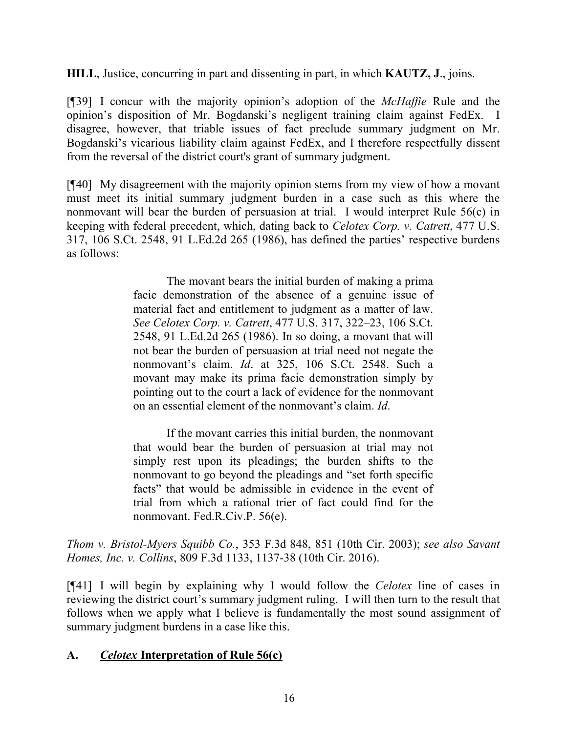**HILL**, Justice, concurring in part and dissenting in part, in which **KAUTZ, J**., joins.

[¶39] I concur with the majority opinion's adoption of the *McHaffie* Rule and the opinion's disposition of Mr. Bogdanski's negligent training claim against FedEx. I disagree, however, that triable issues of fact preclude summary judgment on Mr. Bogdanski's vicarious liability claim against FedEx, and I therefore respectfully dissent from the reversal of the district court's grant of summary judgment.

[¶40] My disagreement with the majority opinion stems from my view of how a movant must meet its initial summary judgment burden in a case such as this where the nonmovant will bear the burden of persuasion at trial. I would interpret Rule 56(c) in keeping with federal precedent, which, dating back to *Celotex Corp. v. Catrett*, 477 U.S. 317, 106 S.Ct. 2548, 91 L.Ed.2d 265 (1986), has defined the parties' respective burdens as follows:

> The movant bears the initial burden of making a prima facie demonstration of the absence of a genuine issue of material fact and entitlement to judgment as a matter of law. *See Celotex Corp. v. Catrett*, 477 U.S. 317, 322–23, 106 S.Ct. 2548, 91 L.Ed.2d 265 (1986). In so doing, a movant that will not bear the burden of persuasion at trial need not negate the nonmovant's claim. *Id*. at 325, 106 S.Ct. 2548. Such a movant may make its prima facie demonstration simply by pointing out to the court a lack of evidence for the nonmovant on an essential element of the nonmovant's claim. *Id*.
>
> If the movant carries this initial burden, the nonmovant that would bear the burden of persuasion at trial may not simply rest upon its pleadings; the burden shifts to the nonmovant to go beyond the pleadings and "set forth specific facts" that would be admissible in evidence in the event of trial from which a rational trier of fact could find for the nonmovant. Fed.R.Civ.P. 56(e).

*Thom v. Bristol-Myers Squibb Co.*, 353 F.3d 848, 851 (10th Cir. 2003); *see also Savant Homes, Inc. v. Collins*, 809 F.3d 1133, 1137-38 (10th Cir. 2016).

[¶41] I will begin by explaining why I would follow the *Celotex* line of cases in reviewing the district court's summary judgment ruling. I will then turn to the result that follows when we apply what I believe is fundamentally the most sound assignment of summary judgment burdens in a case like this.

## A. *Celotex* Interpretation of Rule 56(c)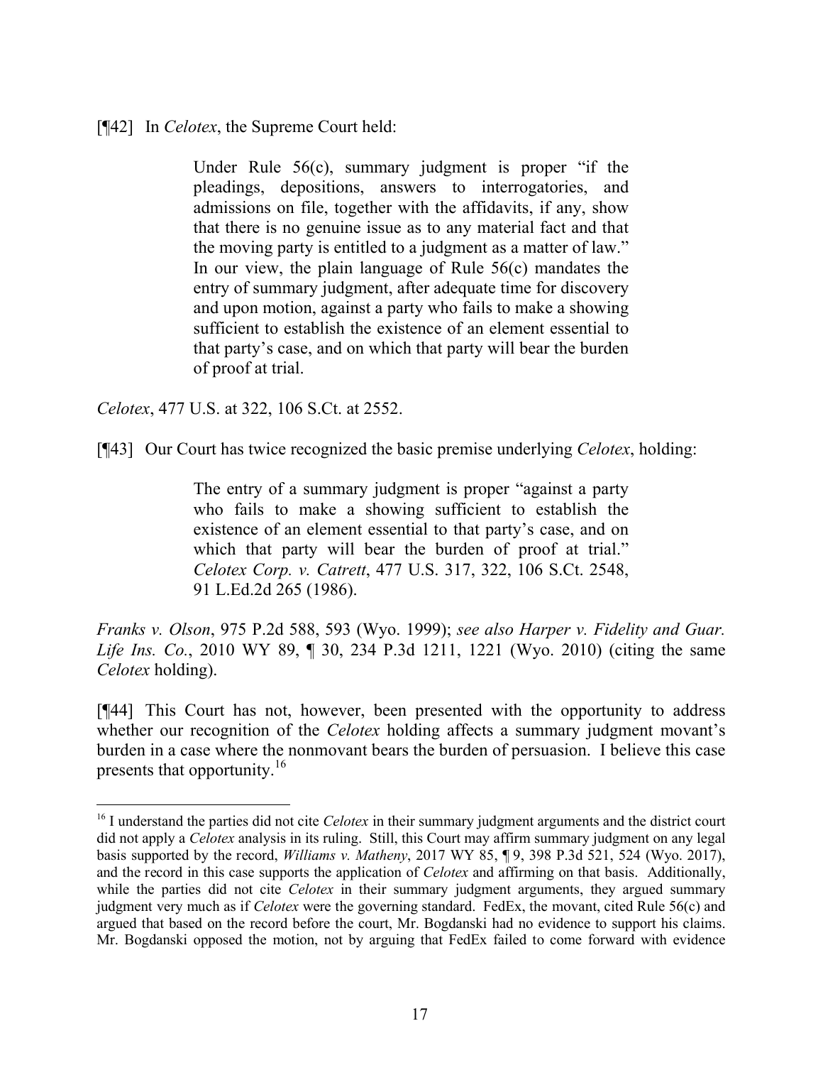[¶42] In *Celotex*, the Supreme Court held:

> Under Rule 56(c), summary judgment is proper "if the pleadings, depositions, answers to interrogatories, and admissions on file, together with the affidavits, if any, show that there is no genuine issue as to any material fact and that the moving party is entitled to a judgment as a matter of law." In our view, the plain language of Rule 56(c) mandates the entry of summary judgment, after adequate time for discovery and upon motion, against a party who fails to make a showing sufficient to establish the existence of an element essential to that party's case, and on which that party will bear the burden of proof at trial.

*Celotex*, 477 U.S. at 322, 106 S.Ct. at 2552.

[¶43] Our Court has twice recognized the basic premise underlying *Celotex*, holding:

> The entry of a summary judgment is proper "against a party who fails to make a showing sufficient to establish the existence of an element essential to that party's case, and on which that party will bear the burden of proof at trial." *Celotex Corp. v. Catrett*, 477 U.S. 317, 322, 106 S.Ct. 2548, 91 L.Ed.2d 265 (1986).

*Franks v. Olson*, 975 P.2d 588, 593 (Wyo. 1999); *see also Harper v. Fidelity and Guar. Life Ins. Co.*, 2010 WY 89, ¶ 30, 234 P.3d 1211, 1221 (Wyo. 2010) (citing the same *Celotex* holding).

[¶44] This Court has not, however, been presented with the opportunity to address whether our recognition of the *Celotex* holding affects a summary judgment movant's burden in a case where the nonmovant bears the burden of persuasion. I believe this case presents that opportunity.[16]

---

[16] I understand the parties did not cite *Celotex* in their summary judgment arguments and the district court did not apply a *Celotex* analysis in its ruling. Still, this Court may affirm summary judgment on any legal basis supported by the record, *Williams v. Matheny*, 2017 WY 85, ¶ 9, 398 P.3d 521, 524 (Wyo. 2017), and the record in this case supports the application of *Celotex* and affirming on that basis. Additionally, while the parties did not cite *Celotex* in their summary judgment arguments, they argued summary judgment very much as if *Celotex* were the governing standard. FedEx, the movant, cited Rule 56(c) and argued that based on the record before the court, Mr. Bogdanski had no evidence to support his claims. Mr. Bogdanski opposed the motion, not by arguing that FedEx failed to come forward with evidence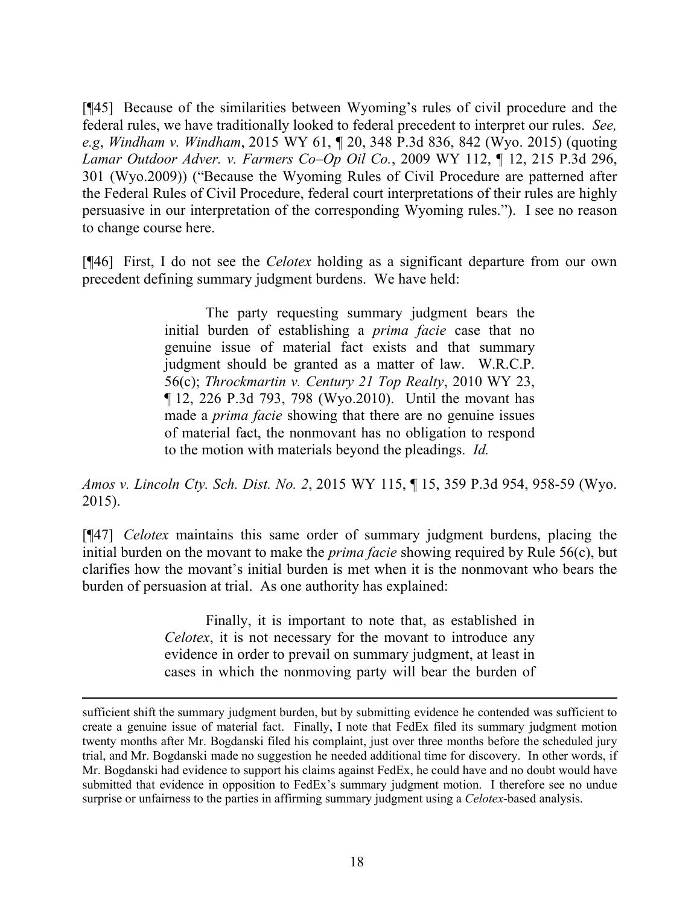[¶45] Because of the similarities between Wyoming's rules of civil procedure and the federal rules, we have traditionally looked to federal precedent to interpret our rules. *See, e.g*, *Windham v. Windham*, 2015 WY 61, ¶ 20, 348 P.3d 836, 842 (Wyo. 2015) (quoting *Lamar Outdoor Adver. v. Farmers Co–Op Oil Co.*, 2009 WY 112, ¶ 12, 215 P.3d 296, 301 (Wyo.2009)) ("Because the Wyoming Rules of Civil Procedure are patterned after the Federal Rules of Civil Procedure, federal court interpretations of their rules are highly persuasive in our interpretation of the corresponding Wyoming rules."). I see no reason to change course here.

[¶46] First, I do not see the *Celotex* holding as a significant departure from our own precedent defining summary judgment burdens. We have held:

> The party requesting summary judgment bears the initial burden of establishing a *prima facie* case that no genuine issue of material fact exists and that summary judgment should be granted as a matter of law. W.R.C.P. 56(c); *Throckmartin v. Century 21 Top Realty*, 2010 WY 23, ¶ 12, 226 P.3d 793, 798 (Wyo.2010). Until the movant has made a *prima facie* showing that there are no genuine issues of material fact, the nonmovant has no obligation to respond to the motion with materials beyond the pleadings. *Id.*

*Amos v. Lincoln Cty. Sch. Dist. No. 2*, 2015 WY 115, ¶ 15, 359 P.3d 954, 958-59 (Wyo. 2015).

[¶47] *Celotex* maintains this same order of summary judgment burdens, placing the initial burden on the movant to make the *prima facie* showing required by Rule 56(c), but clarifies how the movant's initial burden is met when it is the nonmovant who bears the burden of persuasion at trial. As one authority has explained:

> Finally, it is important to note that, as established in *Celotex*, it is not necessary for the movant to introduce any evidence in order to prevail on summary judgment, at least in cases in which the nonmoving party will bear the burden of

---

sufficient shift the summary judgment burden, but by submitting evidence he contended was sufficient to create a genuine issue of material fact. Finally, I note that FedEx filed its summary judgment motion twenty months after Mr. Bogdanski filed his complaint, just over three months before the scheduled jury trial, and Mr. Bogdanski made no suggestion he needed additional time for discovery. In other words, if Mr. Bogdanski had evidence to support his claims against FedEx, he could have and no doubt would have submitted that evidence in opposition to FedEx's summary judgment motion. I therefore see no undue surprise or unfairness to the parties in affirming summary judgment using a *Celotex*-based analysis.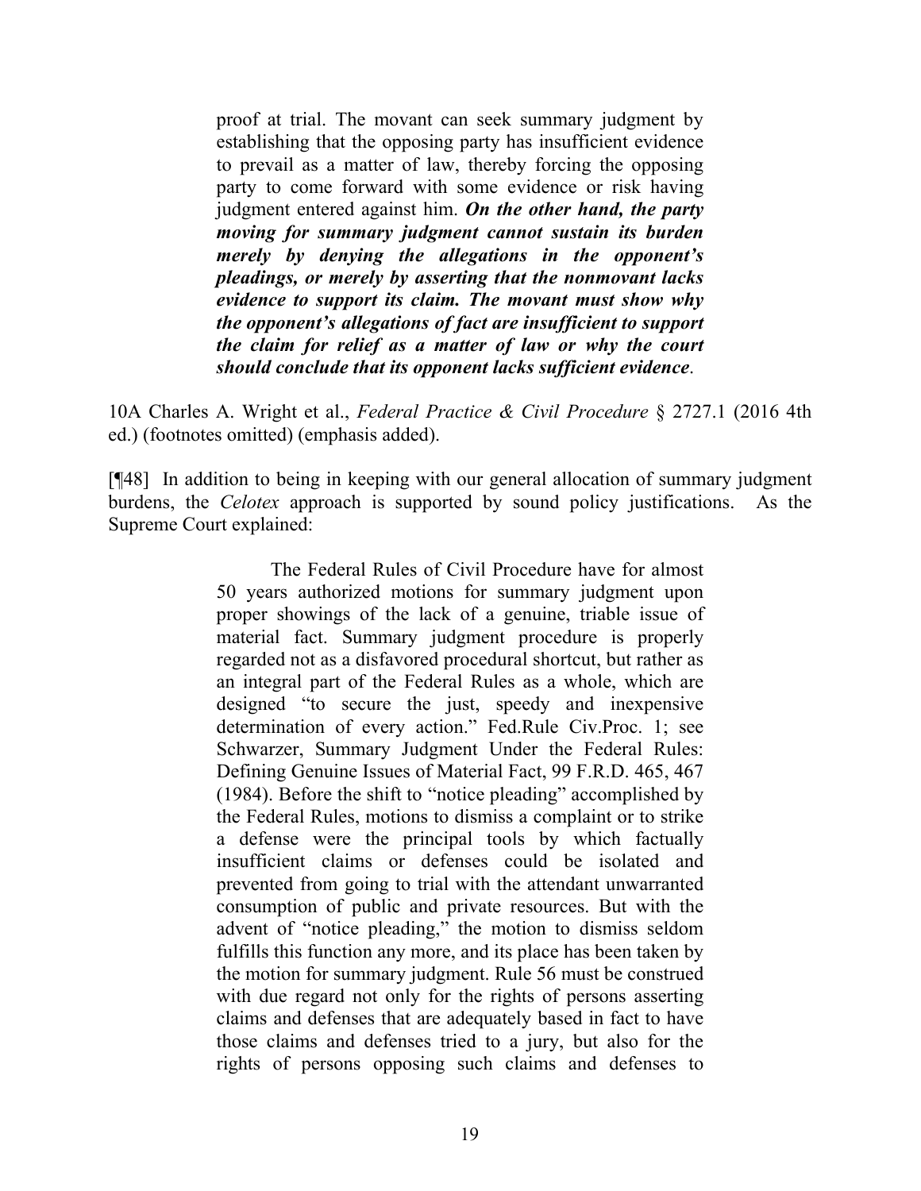> proof at trial. The movant can seek summary judgment by establishing that the opposing party has insufficient evidence to prevail as a matter of law, thereby forcing the opposing party to come forward with some evidence or risk having judgment entered against him. ***On the other hand, the party moving for summary judgment cannot sustain its burden merely by denying the allegations in the opponent's pleadings, or merely by asserting that the nonmovant lacks evidence to support its claim. The movant must show why the opponent's allegations of fact are insufficient to support the claim for relief as a matter of law or why the court should conclude that its opponent lacks sufficient evidence*.**

10A Charles A. Wright et al., *Federal Practice & Civil Procedure* § 2727.1 (2016 4th ed.) (footnotes omitted) (emphasis added).

[¶48] In addition to being in keeping with our general allocation of summary judgment burdens, the *Celotex* approach is supported by sound policy justifications. As the Supreme Court explained:

> The Federal Rules of Civil Procedure have for almost 50 years authorized motions for summary judgment upon proper showings of the lack of a genuine, triable issue of material fact. Summary judgment procedure is properly regarded not as a disfavored procedural shortcut, but rather as an integral part of the Federal Rules as a whole, which are designed "to secure the just, speedy and inexpensive determination of every action." Fed.Rule Civ.Proc. 1; see Schwarzer, Summary Judgment Under the Federal Rules: Defining Genuine Issues of Material Fact, 99 F.R.D. 465, 467 (1984). Before the shift to "notice pleading" accomplished by the Federal Rules, motions to dismiss a complaint or to strike a defense were the principal tools by which factually insufficient claims or defenses could be isolated and prevented from going to trial with the attendant unwarranted consumption of public and private resources. But with the advent of "notice pleading," the motion to dismiss seldom fulfills this function any more, and its place has been taken by the motion for summary judgment. Rule 56 must be construed with due regard not only for the rights of persons asserting claims and defenses that are adequately based in fact to have those claims and defenses tried to a jury, but also for the rights of persons opposing such claims and defenses to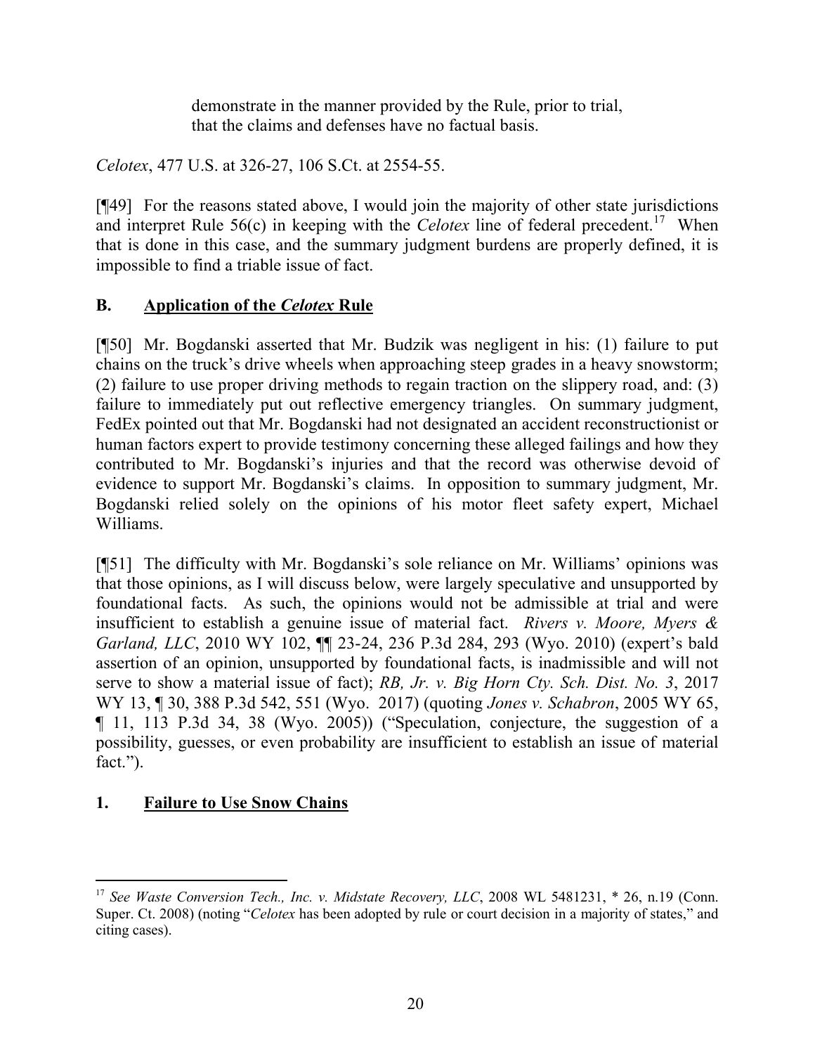> demonstrate in the manner provided by the Rule, prior to trial, that the claims and defenses have no factual basis.

*Celotex*, 477 U.S. at 326-27, 106 S.Ct. at 2554-55.

[¶49] For the reasons stated above, I would join the majority of other state jurisdictions and interpret Rule 56(c) in keeping with the *Celotex* line of federal precedent.[17] When that is done in this case, and the summary judgment burdens are properly defined, it is impossible to find a triable issue of fact.

## B. Application of the *Celotex* Rule

[¶50] Mr. Bogdanski asserted that Mr. Budzik was negligent in his: (1) failure to put chains on the truck's drive wheels when approaching steep grades in a heavy snowstorm; (2) failure to use proper driving methods to regain traction on the slippery road, and: (3) failure to immediately put out reflective emergency triangles. On summary judgment, FedEx pointed out that Mr. Bogdanski had not designated an accident reconstructionist or human factors expert to provide testimony concerning these alleged failings and how they contributed to Mr. Bogdanski's injuries and that the record was otherwise devoid of evidence to support Mr. Bogdanski's claims. In opposition to summary judgment, Mr. Bogdanski relied solely on the opinions of his motor fleet safety expert, Michael Williams.

[¶51] The difficulty with Mr. Bogdanski's sole reliance on Mr. Williams' opinions was that those opinions, as I will discuss below, were largely speculative and unsupported by foundational facts. As such, the opinions would not be admissible at trial and were insufficient to establish a genuine issue of material fact. *Rivers v. Moore, Myers & Garland, LLC*, 2010 WY 102, ¶¶ 23-24, 236 P.3d 284, 293 (Wyo. 2010) (expert's bald assertion of an opinion, unsupported by foundational facts, is inadmissible and will not serve to show a material issue of fact); *RB, Jr. v. Big Horn Cty. Sch. Dist. No. 3*, 2017 WY 13, ¶ 30, 388 P.3d 542, 551 (Wyo. 2017) (quoting *Jones v. Schabron*, 2005 WY 65, ¶ 11, 113 P.3d 34, 38 (Wyo. 2005)) ("Speculation, conjecture, the suggestion of a possibility, guesses, or even probability are insufficient to establish an issue of material fact.").

### 1. Failure to Use Snow Chains

---

[17] *See Waste Conversion Tech., Inc. v. Midstate Recovery, LLC*, 2008 WL 5481231, * 26, n.19 (Conn. Super. Ct. 2008) (noting "*Celotex* has been adopted by rule or court decision in a majority of states," and citing cases).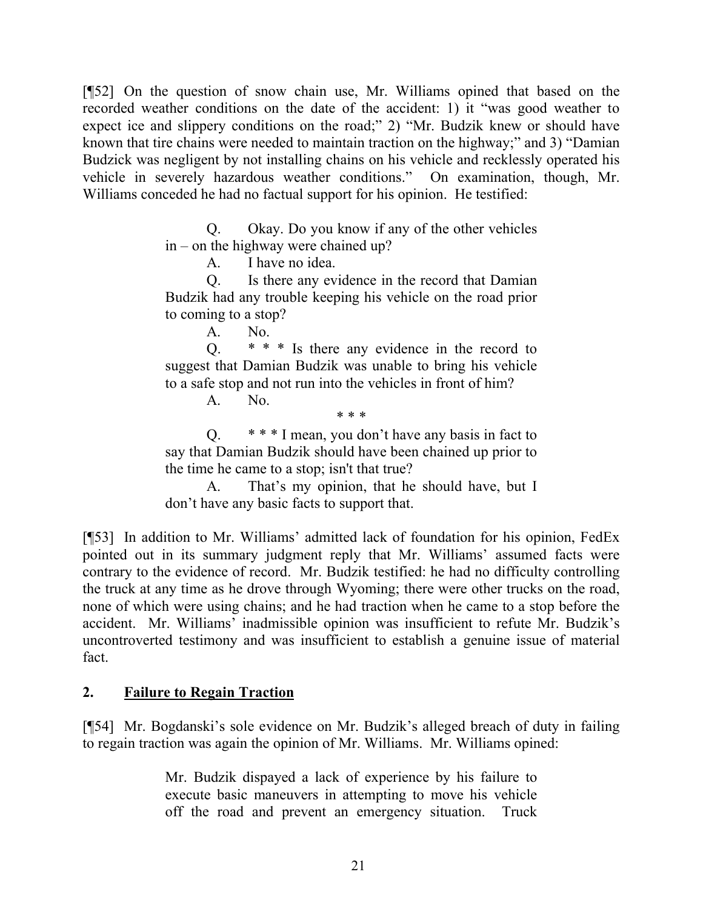[¶52] On the question of snow chain use, Mr. Williams opined that based on the recorded weather conditions on the date of the accident: 1) it "was good weather to expect ice and slippery conditions on the road;" 2) "Mr. Budzik knew or should have known that tire chains were needed to maintain traction on the highway;" and 3) "Damian Budzick was negligent by not installing chains on his vehicle and recklessly operated his vehicle in severely hazardous weather conditions." On examination, though, Mr. Williams conceded he had no factual support for his opinion. He testified:

> Q. Okay. Do you know if any of the other vehicles in – on the highway were chained up?
>
> A. I have no idea.
>
> Q. Is there any evidence in the record that Damian Budzik had any trouble keeping his vehicle on the road prior to coming to a stop?
>
> A. No.
>
> Q. * * * Is there any evidence in the record to suggest that Damian Budzik was unable to bring his vehicle to a safe stop and not run into the vehicles in front of him?
>
> A. No.
>
> * * *
>
> Q. * * * I mean, you don't have any basis in fact to say that Damian Budzik should have been chained up prior to the time he came to a stop; isn't that true?
>
> A. That's my opinion, that he should have, but I don't have any basic facts to support that.

[¶53] In addition to Mr. Williams' admitted lack of foundation for his opinion, FedEx pointed out in its summary judgment reply that Mr. Williams' assumed facts were contrary to the evidence of record. Mr. Budzik testified: he had no difficulty controlling the truck at any time as he drove through Wyoming; there were other trucks on the road, none of which were using chains; and he had traction when he came to a stop before the accident. Mr. Williams' inadmissible opinion was insufficient to refute Mr. Budzik's uncontroverted testimony and was insufficient to establish a genuine issue of material fact.

## 2. <u>Failure to Regain Traction</u>

[¶54] Mr. Bogdanski's sole evidence on Mr. Budzik's alleged breach of duty in failing to regain traction was again the opinion of Mr. Williams. Mr. Williams opined:

> Mr. Budzik dispayed a lack of experience by his failure to execute basic maneuvers in attempting to move his vehicle off the road and prevent an emergency situation. Truck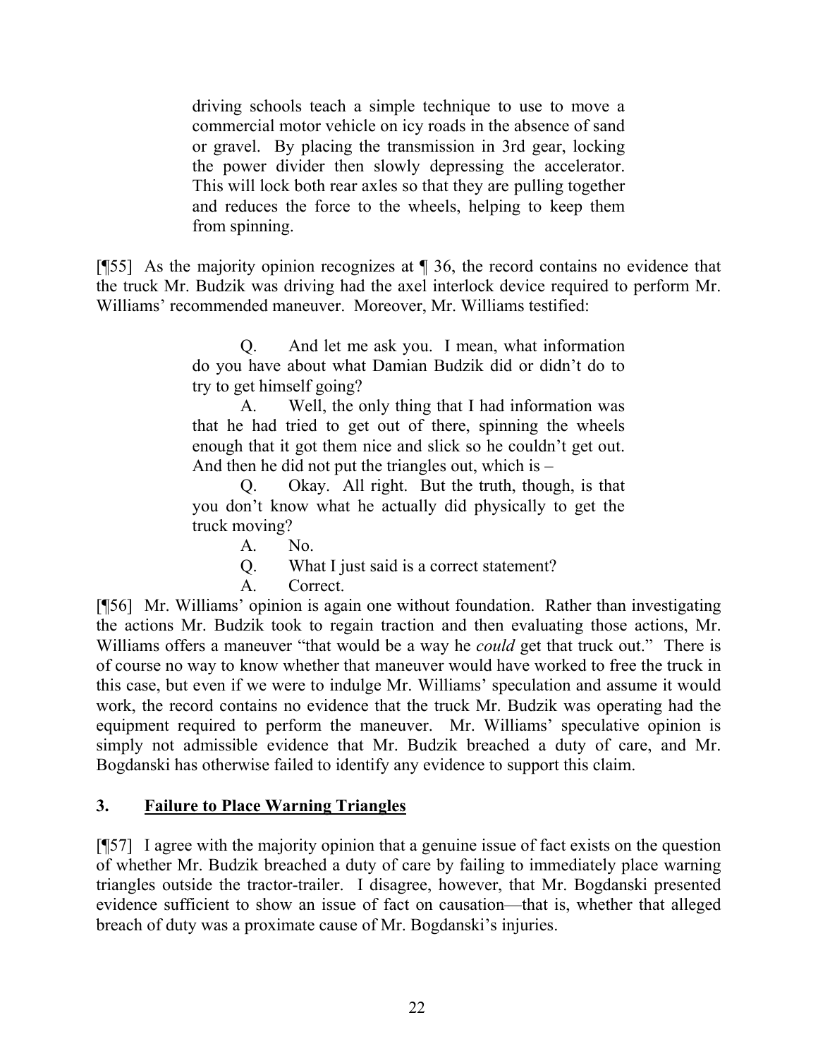> driving schools teach a simple technique to use to move a commercial motor vehicle on icy roads in the absence of sand or gravel. By placing the transmission in 3rd gear, locking the power divider then slowly depressing the accelerator. This will lock both rear axles so that they are pulling together and reduces the force to the wheels, helping to keep them from spinning.

[¶55] As the majority opinion recognizes at ¶ 36, the record contains no evidence that the truck Mr. Budzik was driving had the axel interlock device required to perform Mr. Williams' recommended maneuver. Moreover, Mr. Williams testified:

> Q. And let me ask you. I mean, what information do you have about what Damian Budzik did or didn't do to try to get himself going?
>
> A. Well, the only thing that I had information was that he had tried to get out of there, spinning the wheels enough that it got them nice and slick so he couldn't get out. And then he did not put the triangles out, which is –
>
> Q. Okay. All right. But the truth, though, is that you don't know what he actually did physically to get the truck moving?
>
> A. No.
>
> Q. What I just said is a correct statement?
>
> A. Correct.

[¶56] Mr. Williams' opinion is again one without foundation. Rather than investigating the actions Mr. Budzik took to regain traction and then evaluating those actions, Mr. Williams offers a maneuver "that would be a way he *could* get that truck out." There is of course no way to know whether that maneuver would have worked to free the truck in this case, but even if we were to indulge Mr. Williams' speculation and assume it would work, the record contains no evidence that the truck Mr. Budzik was operating had the equipment required to perform the maneuver. Mr. Williams' speculative opinion is simply not admissible evidence that Mr. Budzik breached a duty of care, and Mr. Bogdanski has otherwise failed to identify any evidence to support this claim.

### 3. Failure to Place Warning Triangles

[¶57] I agree with the majority opinion that a genuine issue of fact exists on the question of whether Mr. Budzik breached a duty of care by failing to immediately place warning triangles outside the tractor-trailer. I disagree, however, that Mr. Bogdanski presented evidence sufficient to show an issue of fact on causation—that is, whether that alleged breach of duty was a proximate cause of Mr. Bogdanski's injuries.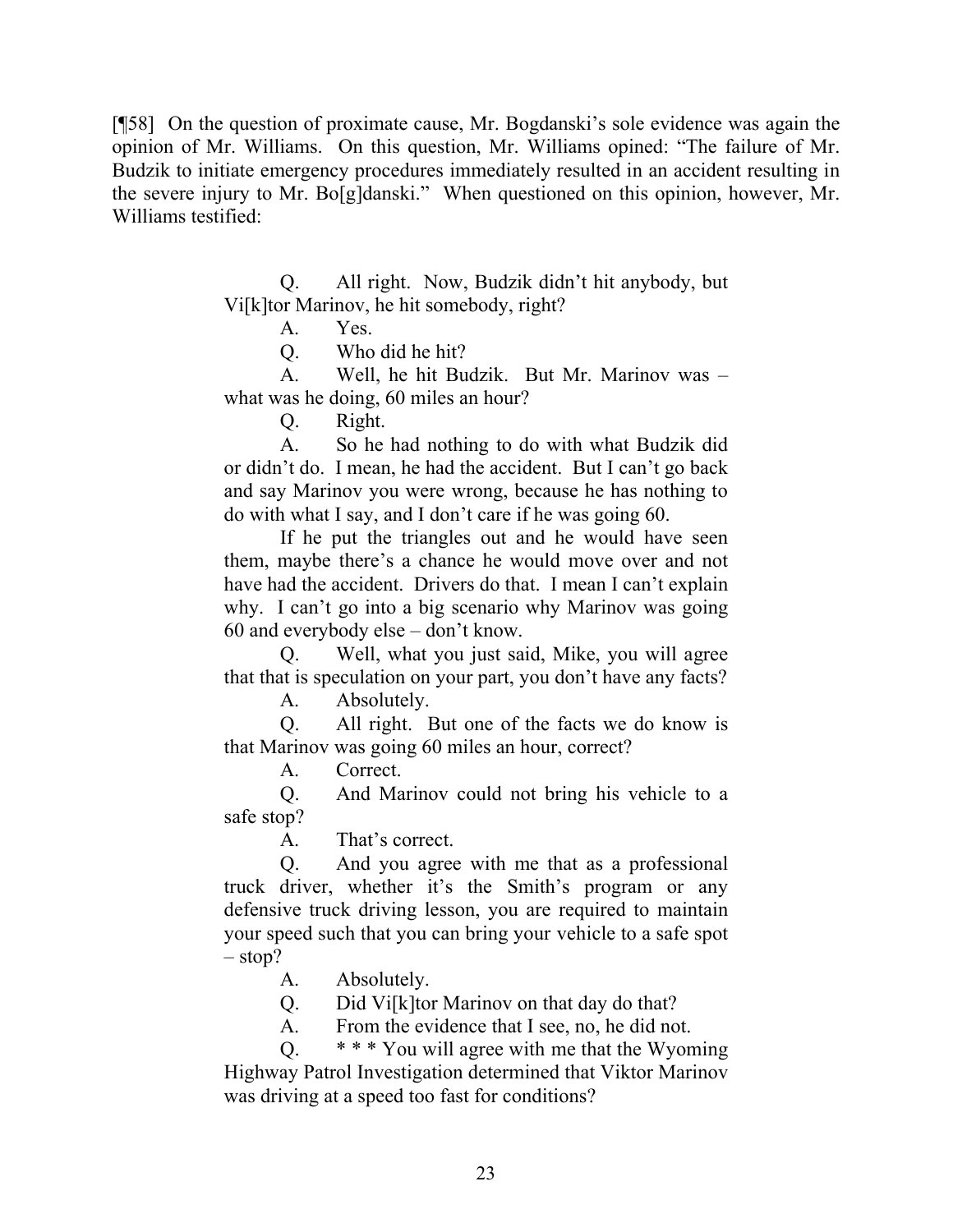[¶58] On the question of proximate cause, Mr. Bogdanski's sole evidence was again the opinion of Mr. Williams. On this question, Mr. Williams opined: "The failure of Mr. Budzik to initiate emergency procedures immediately resulted in an accident resulting in the severe injury to Mr. Bo[g]danski." When questioned on this opinion, however, Mr. Williams testified:

> Q. All right. Now, Budzik didn't hit anybody, but Vi[k]tor Marinov, he hit somebody, right?
>
> A. Yes.
>
> Q. Who did he hit?
>
> A. Well, he hit Budzik. But Mr. Marinov was – what was he doing, 60 miles an hour?
>
> Q. Right.
>
> A. So he had nothing to do with what Budzik did or didn't do. I mean, he had the accident. But I can't go back and say Marinov you were wrong, because he has nothing to do with what I say, and I don't care if he was going 60.
>
> If he put the triangles out and he would have seen them, maybe there's a chance he would move over and not have had the accident. Drivers do that. I mean I can't explain why. I can't go into a big scenario why Marinov was going 60 and everybody else – don't know.
>
> Q. Well, what you just said, Mike, you will agree that that is speculation on your part, you don't have any facts?
>
> A. Absolutely.
>
> Q. All right. But one of the facts we do know is that Marinov was going 60 miles an hour, correct?
>
> A. Correct.
>
> Q. And Marinov could not bring his vehicle to a safe stop?
>
> A. That's correct.
>
> Q. And you agree with me that as a professional truck driver, whether it's the Smith's program or any defensive truck driving lesson, you are required to maintain your speed such that you can bring your vehicle to a safe spot – stop?
>
> A. Absolutely.
>
> Q. Did Vi[k]tor Marinov on that day do that?
>
> A. From the evidence that I see, no, he did not.
>
> Q. * * * You will agree with me that the Wyoming Highway Patrol Investigation determined that Viktor Marinov was driving at a speed too fast for conditions?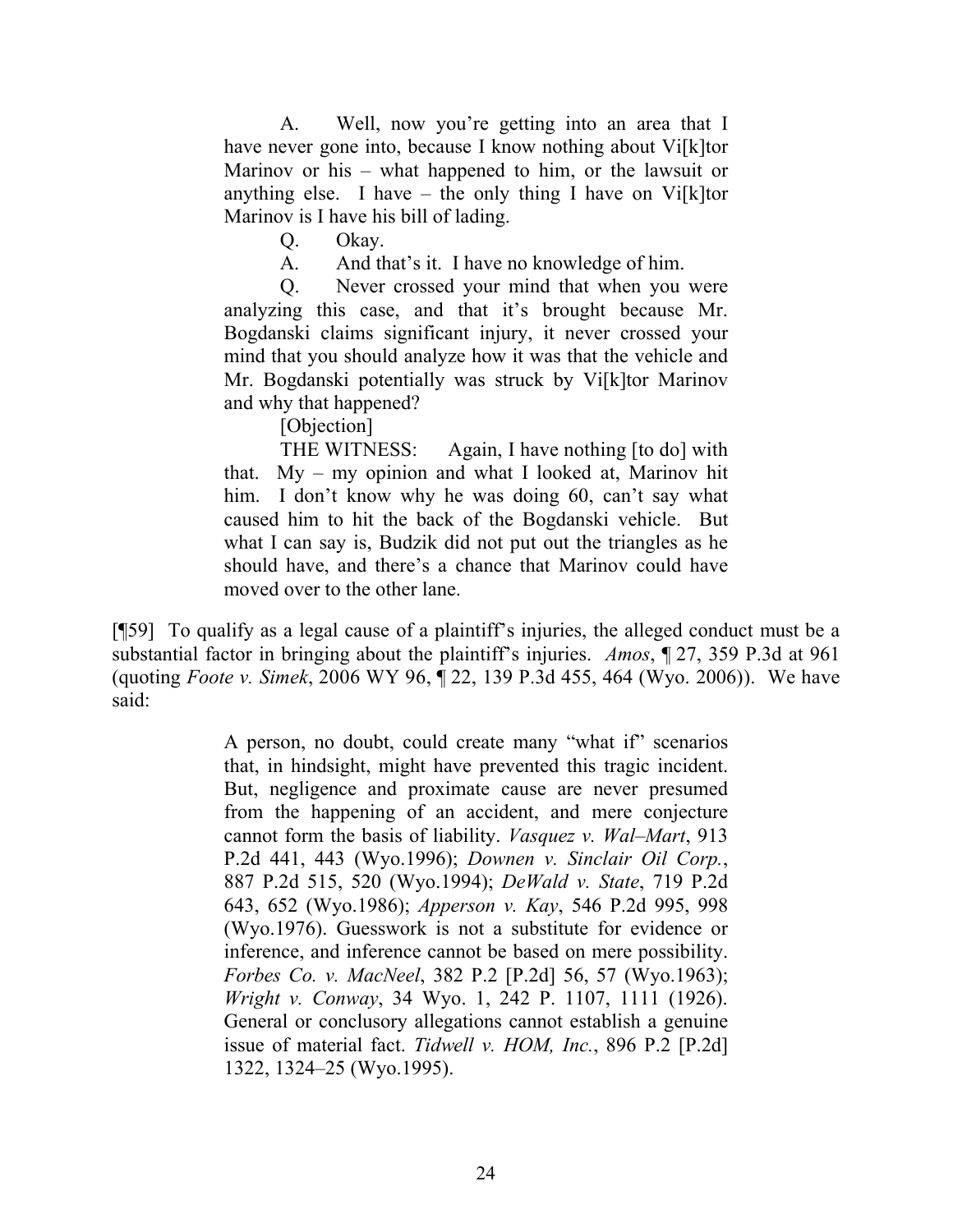> A. Well, now you're getting into an area that I have never gone into, because I know nothing about Vi[k]tor Marinov or his – what happened to him, or the lawsuit or anything else. I have – the only thing I have on Vi[k]tor Marinov is I have his bill of lading.
>
> Q. Okay.
>
> A. And that's it. I have no knowledge of him.
>
> Q. Never crossed your mind that when you were analyzing this case, and that it's brought because Mr. Bogdanski claims significant injury, it never crossed your mind that you should analyze how it was that the vehicle and Mr. Bogdanski potentially was struck by Vi[k]tor Marinov and why that happened?
>
> [Objection]
>
> THE WITNESS: Again, I have nothing [to do] with that. My – my opinion and what I looked at, Marinov hit him. I don't know why he was doing 60, can't say what caused him to hit the back of the Bogdanski vehicle. But what I can say is, Budzik did not put out the triangles as he should have, and there's a chance that Marinov could have moved over to the other lane.

[¶59] To qualify as a legal cause of a plaintiff's injuries, the alleged conduct must be a substantial factor in bringing about the plaintiff's injuries. *Amos*, ¶ 27, 359 P.3d at 961 (quoting *Foote v. Simek*, 2006 WY 96, ¶ 22, 139 P.3d 455, 464 (Wyo. 2006)). We have said:

> A person, no doubt, could create many "what if" scenarios that, in hindsight, might have prevented this tragic incident. But, negligence and proximate cause are never presumed from the happening of an accident, and mere conjecture cannot form the basis of liability. *Vasquez v. Wal–Mart*, 913 P.2d 441, 443 (Wyo.1996); *Downen v. Sinclair Oil Corp.*, 887 P.2d 515, 520 (Wyo.1994); *DeWald v. State*, 719 P.2d 643, 652 (Wyo.1986); *Apperson v. Kay*, 546 P.2d 995, 998 (Wyo.1976). Guesswork is not a substitute for evidence or inference, and inference cannot be based on mere possibility. *Forbes Co. v. MacNeel*, 382 P.2 [P.2d] 56, 57 (Wyo.1963); *Wright v. Conway*, 34 Wyo. 1, 242 P. 1107, 1111 (1926). General or conclusory allegations cannot establish a genuine issue of material fact. *Tidwell v. HOM, Inc.*, 896 P.2 [P.2d] 1322, 1324–25 (Wyo.1995).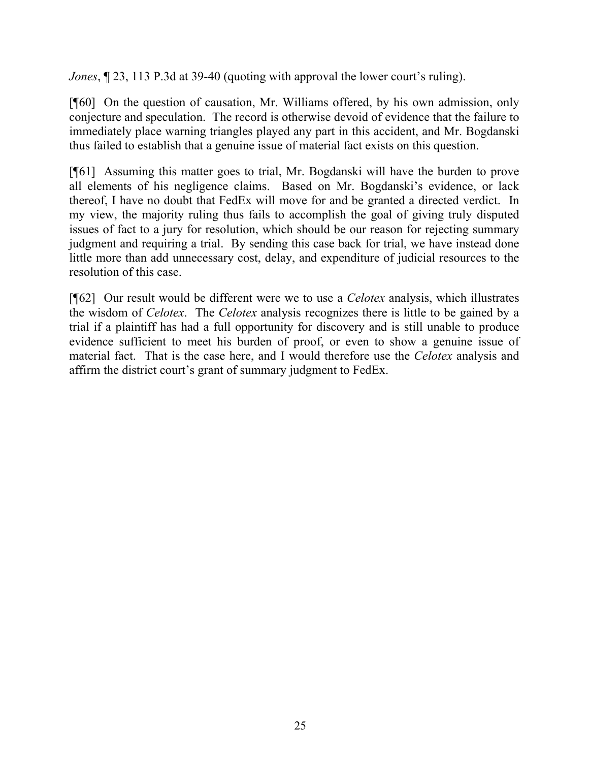*Jones*, ¶ 23, 113 P.3d at 39-40 (quoting with approval the lower court's ruling).

[¶60] On the question of causation, Mr. Williams offered, by his own admission, only conjecture and speculation. The record is otherwise devoid of evidence that the failure to immediately place warning triangles played any part in this accident, and Mr. Bogdanski thus failed to establish that a genuine issue of material fact exists on this question.

[¶61] Assuming this matter goes to trial, Mr. Bogdanski will have the burden to prove all elements of his negligence claims. Based on Mr. Bogdanski's evidence, or lack thereof, I have no doubt that FedEx will move for and be granted a directed verdict. In my view, the majority ruling thus fails to accomplish the goal of giving truly disputed issues of fact to a jury for resolution, which should be our reason for rejecting summary judgment and requiring a trial. By sending this case back for trial, we have instead done little more than add unnecessary cost, delay, and expenditure of judicial resources to the resolution of this case.

[¶62] Our result would be different were we to use a *Celotex* analysis, which illustrates the wisdom of *Celotex*. The *Celotex* analysis recognizes there is little to be gained by a trial if a plaintiff has had a full opportunity for discovery and is still unable to produce evidence sufficient to meet his burden of proof, or even to show a genuine issue of material fact. That is the case here, and I would therefore use the *Celotex* analysis and affirm the district court's grant of summary judgment to FedEx.